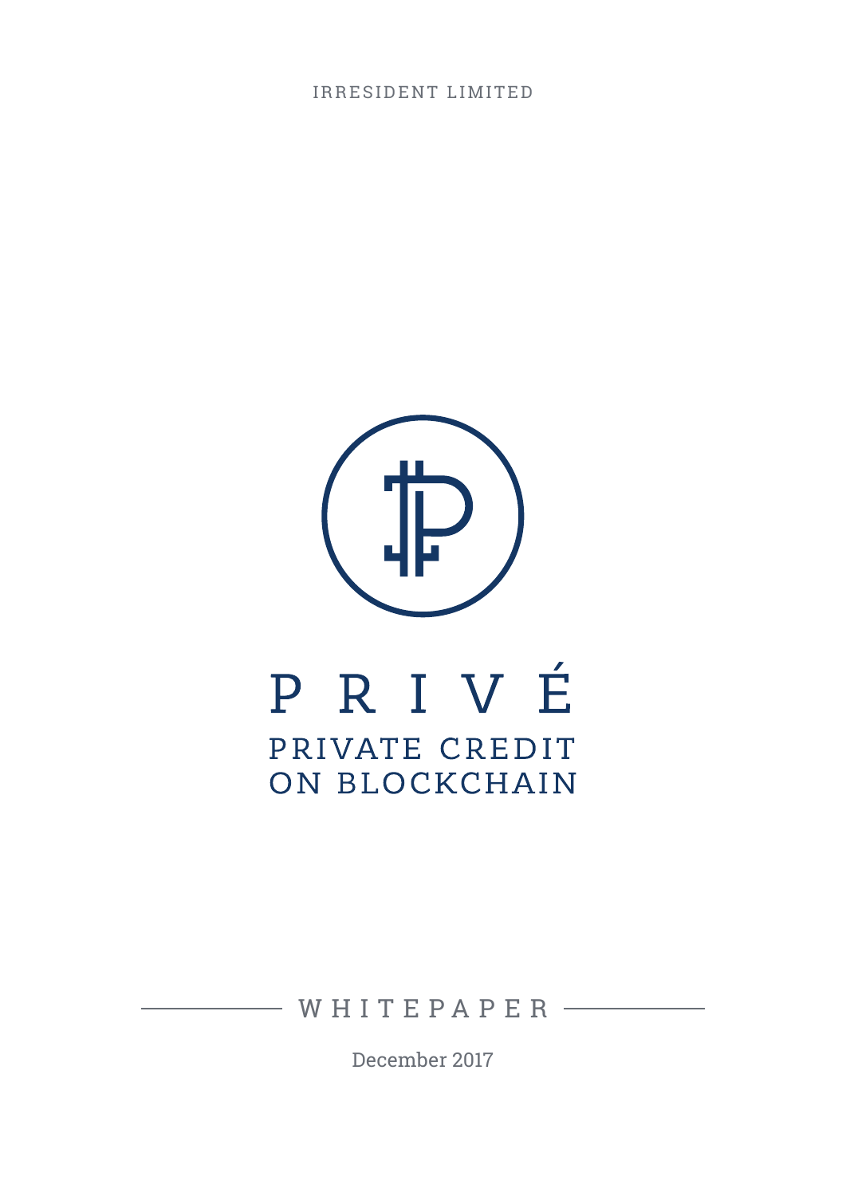IRRESIDENT LIMITED

# PRIVÉ

## PRIVATE CREDIT ON BLOCKCHAIN

WHITEPAPER

December 2017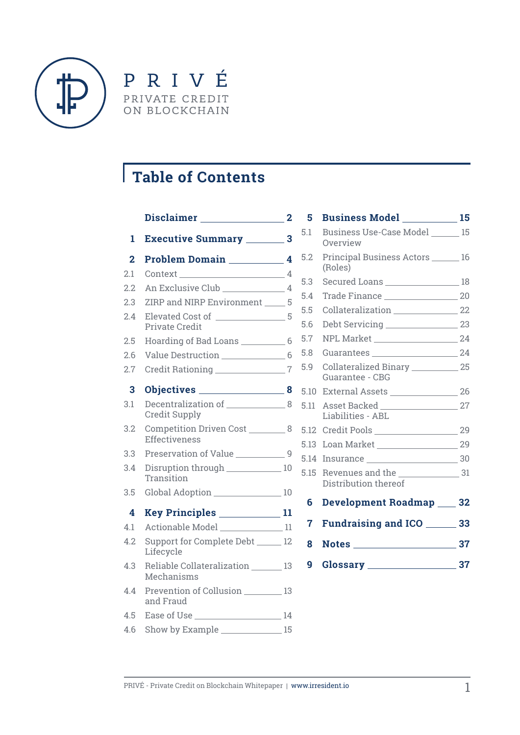PRIVÉ

PRIVATE CREDIT ON BLOCKCHAIN

# Table of Contents

- **Disclaimer** 2
- **1 Executive Summary** 3
- **2 Problem Domain** 4
  - 2.1 Context 4
  - 2.2 An Exclusive Club 4
  - 2.3 ZIRP and NIRP Environment 5
  - 2.4 Elevated Cost of Private Credit 5
  - 2.5 Hoarding of Bad Loans 6
  - 2.6 Value Destruction 6
  - 2.7 Credit Rationing 7
- **3 Objectives** 8
  - 3.1 Decentralization of Credit Supply 8
  - 3.2 Competition Driven Cost Effectiveness 8
  - 3.3 Preservation of Value 9
  - 3.4 Disruption through Transition 10
  - 3.5 Global Adoption 10
- **4 Key Principles** 11
  - 4.1 Actionable Model 11
  - 4.2 Support for Complete Debt Lifecycle 12
  - 4.3 Reliable Collateralization Mechanisms 13
  - 4.4 Prevention of Collusion and Fraud 13
  - 4.5 Ease of Use 14
  - 4.6 Show by Example 15
- **5 Business Model** 15
  - 5.1 Business Use-Case Model Overview 15
  - 5.2 Principal Business Actors (Roles) 16
  - 5.3 Secured Loans 18
  - 5.4 Trade Finance 20
  - 5.5 Collateralization 22
  - 5.6 Debt Servicing 23
  - 5.7 NPL Market 24
  - 5.8 Guarantees 24
  - 5.9 Collateralized Binary Guarantee - CBG 25
  - 5.10 External Assets 26
  - 5.11 Asset Backed Liabilities - ABL 27
  - 5.12 Credit Pools 29
  - 5.13 Loan Market 29
  - 5.14 Insurance 30
  - 5.15 Revenues and the Distribution thereof 31
- **6 Development Roadmap** 32
- **7 Fundraising and ICO** 33
- **8 Notes** 37
- **9 Glossary** 37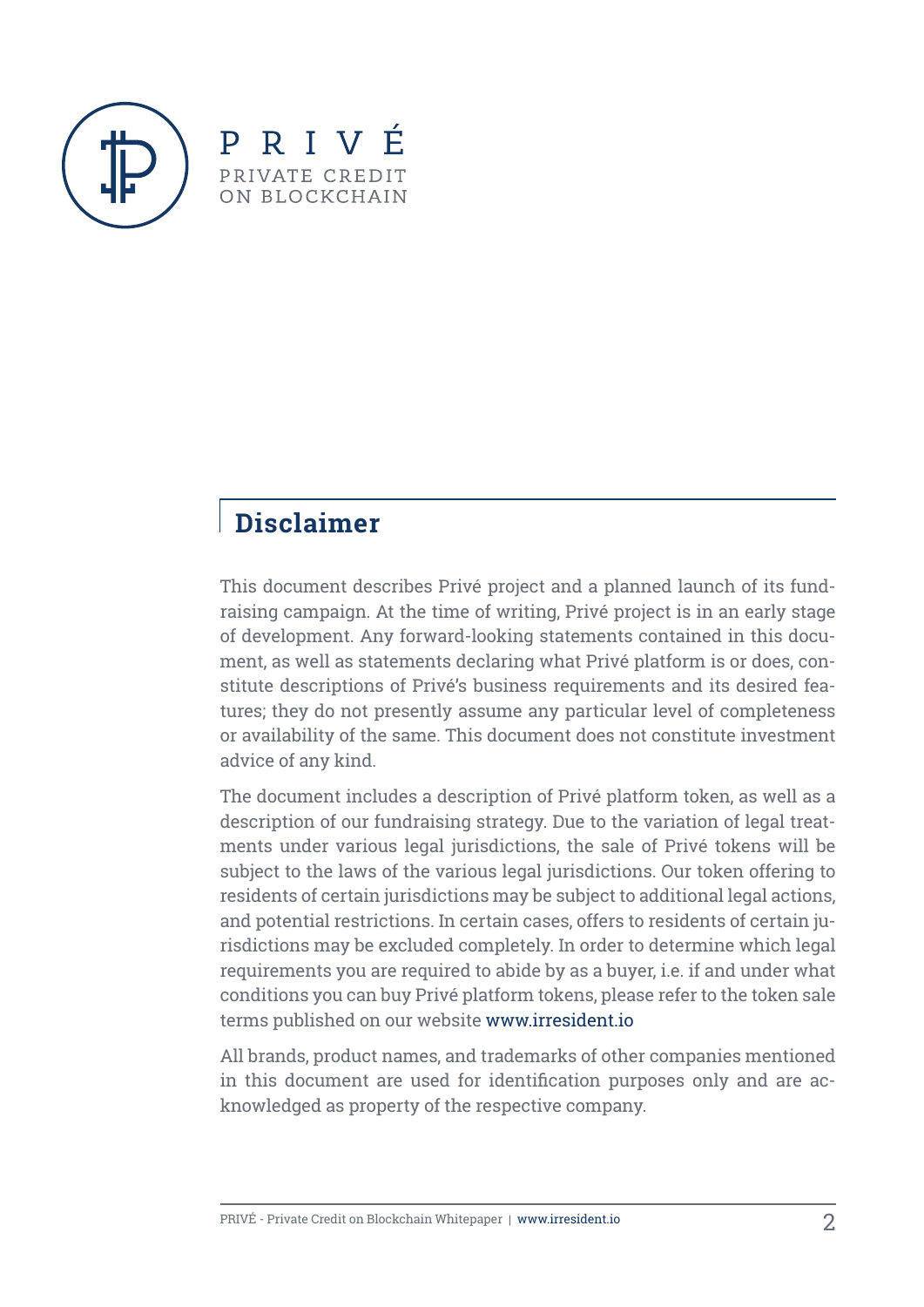PRIVÉ

PRIVATE CREDIT ON BLOCKCHAIN

## Disclaimer

This document describes Privé project and a planned launch of its fundraising campaign. At the time of writing, Privé project is in an early stage of development. Any forward-looking statements contained in this document, as well as statements declaring what Privé platform is or does, constitute descriptions of Privé's business requirements and its desired features; they do not presently assume any particular level of completeness or availability of the same. This document does not constitute investment advice of any kind.

The document includes a description of Privé platform token, as well as a description of our fundraising strategy. Due to the variation of legal treatments under various legal jurisdictions, the sale of Privé tokens will be subject to the laws of the various legal jurisdictions. Our token offering to residents of certain jurisdictions may be subject to additional legal actions, and potential restrictions. In certain cases, offers to residents of certain jurisdictions may be excluded completely. In order to determine which legal requirements you are required to abide by as a buyer, i.e. if and under what conditions you can buy Privé platform tokens, please refer to the token sale terms published on our website www.irresident.io

All brands, product names, and trademarks of other companies mentioned in this document are used for identification purposes only and are acknowledged as property of the respective company.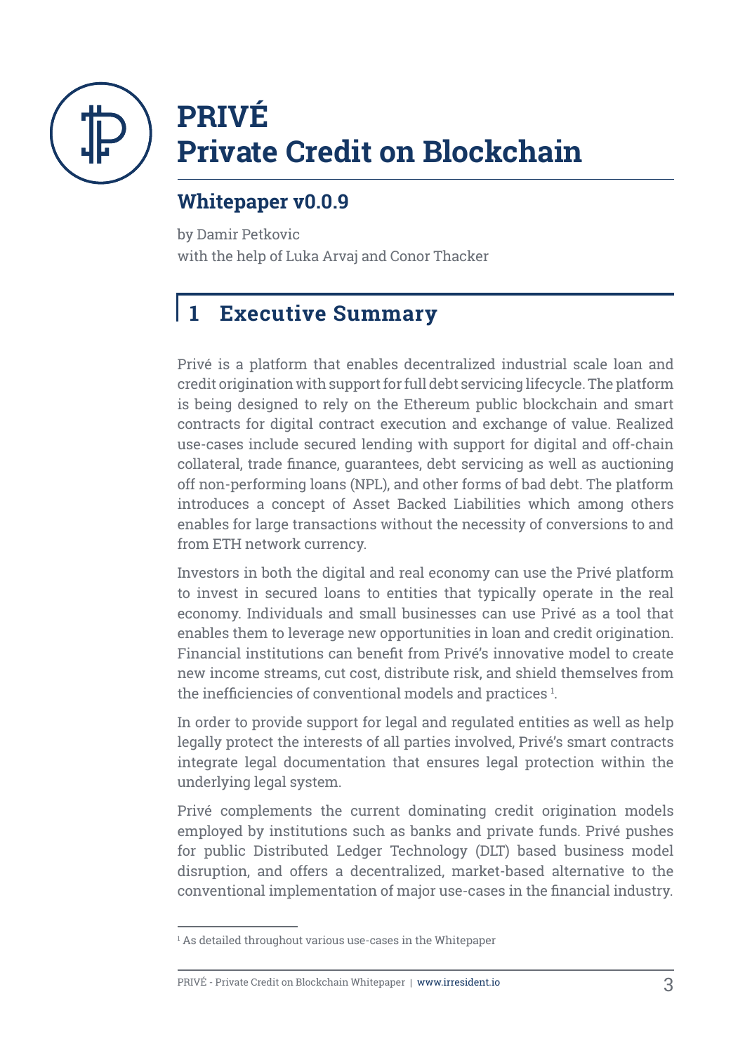# PRIVÉ
# Private Credit on Blockchain

## Whitepaper v0.0.9

by Damir Petkovic
with the help of Luka Arvaj and Conor Thacker

## 1 Executive Summary

Privé is a platform that enables decentralized industrial scale loan and credit origination with support for full debt servicing lifecycle. The platform is being designed to rely on the Ethereum public blockchain and smart contracts for digital contract execution and exchange of value. Realized use-cases include secured lending with support for digital and off-chain collateral, trade finance, guarantees, debt servicing as well as auctioning off non-performing loans (NPL), and other forms of bad debt. The platform introduces a concept of Asset Backed Liabilities which among others enables for large transactions without the necessity of conversions to and from ETH network currency.

Investors in both the digital and real economy can use the Privé platform to invest in secured loans to entities that typically operate in the real economy. Individuals and small businesses can use Privé as a tool that enables them to leverage new opportunities in loan and credit origination. Financial institutions can benefit from Privé's innovative model to create new income streams, cut cost, distribute risk, and shield themselves from the inefficiencies of conventional models and practices [1].

In order to provide support for legal and regulated entities as well as help legally protect the interests of all parties involved, Privé's smart contracts integrate legal documentation that ensures legal protection within the underlying legal system.

Privé complements the current dominating credit origination models employed by institutions such as banks and private funds. Privé pushes for public Distributed Ledger Technology (DLT) based business model disruption, and offers a decentralized, market-based alternative to the conventional implementation of major use-cases in the financial industry.

[1] As detailed throughout various use-cases in the Whitepaper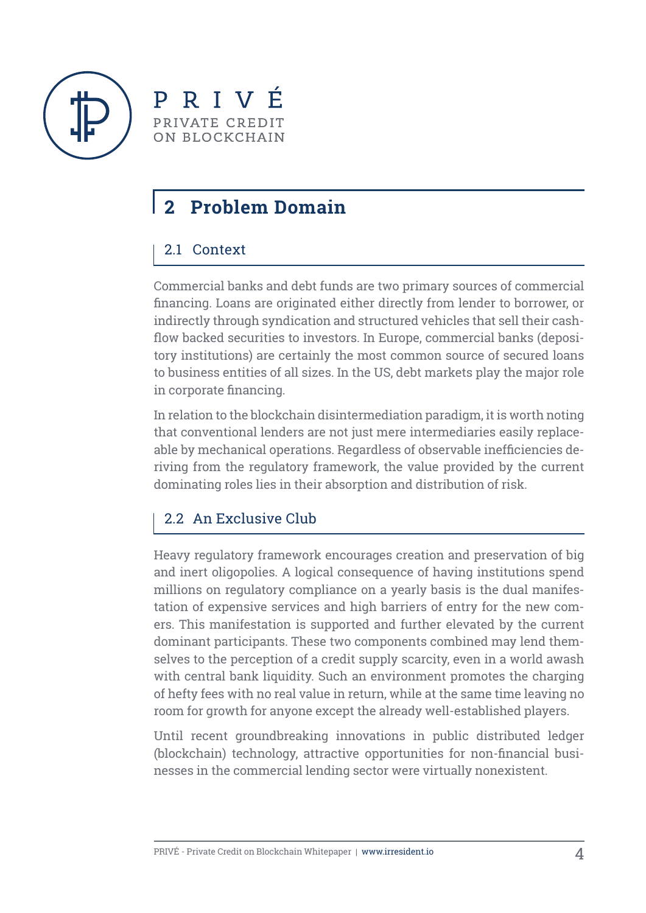# 2 Problem Domain

## 2.1 Context

Commercial banks and debt funds are two primary sources of commercial financing. Loans are originated either directly from lender to borrower, or indirectly through syndication and structured vehicles that sell their cash-flow backed securities to investors. In Europe, commercial banks (depository institutions) are certainly the most common source of secured loans to business entities of all sizes. In the US, debt markets play the major role in corporate financing.

In relation to the blockchain disintermediation paradigm, it is worth noting that conventional lenders are not just mere intermediaries easily replaceable by mechanical operations. Regardless of observable inefficiencies deriving from the regulatory framework, the value provided by the current dominating roles lies in their absorption and distribution of risk.

## 2.2 An Exclusive Club

Heavy regulatory framework encourages creation and preservation of big and inert oligopolies. A logical consequence of having institutions spend millions on regulatory compliance on a yearly basis is the dual manifestation of expensive services and high barriers of entry for the new comers. This manifestation is supported and further elevated by the current dominant participants. These two components combined may lend themselves to the perception of a credit supply scarcity, even in a world awash with central bank liquidity. Such an environment promotes the charging of hefty fees with no real value in return, while at the same time leaving no room for growth for anyone except the already well-established players.

Until recent groundbreaking innovations in public distributed ledger (blockchain) technology, attractive opportunities for non-financial businesses in the commercial lending sector were virtually nonexistent.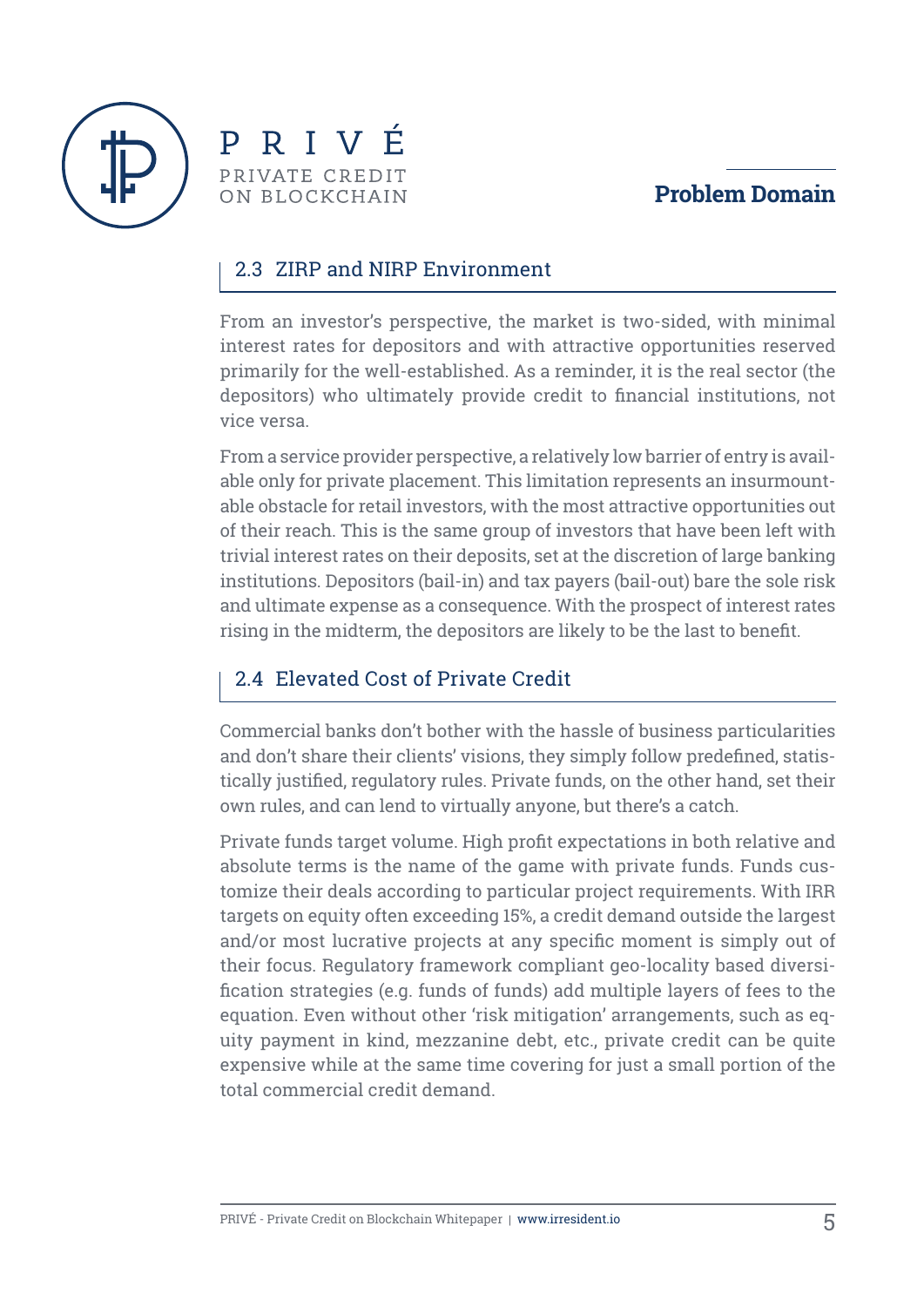## 2.3 ZIRP and NIRP Environment

From an investor's perspective, the market is two-sided, with minimal interest rates for depositors and with attractive opportunities reserved primarily for the well-established. As a reminder, it is the real sector (the depositors) who ultimately provide credit to financial institutions, not vice versa.

From a service provider perspective, a relatively low barrier of entry is available only for private placement. This limitation represents an insurmountable obstacle for retail investors, with the most attractive opportunities out of their reach. This is the same group of investors that have been left with trivial interest rates on their deposits, set at the discretion of large banking institutions. Depositors (bail-in) and tax payers (bail-out) bare the sole risk and ultimate expense as a consequence. With the prospect of interest rates rising in the midterm, the depositors are likely to be the last to benefit.

## 2.4 Elevated Cost of Private Credit

Commercial banks don't bother with the hassle of business particularities and don't share their clients' visions, they simply follow predefined, statistically justified, regulatory rules. Private funds, on the other hand, set their own rules, and can lend to virtually anyone, but there's a catch.

Private funds target volume. High profit expectations in both relative and absolute terms is the name of the game with private funds. Funds customize their deals according to particular project requirements. With IRR targets on equity often exceeding 15%, a credit demand outside the largest and/or most lucrative projects at any specific moment is simply out of their focus. Regulatory framework compliant geo-locality based diversification strategies (e.g. funds of funds) add multiple layers of fees to the equation. Even without other 'risk mitigation' arrangements, such as equity payment in kind, mezzanine debt, etc., private credit can be quite expensive while at the same time covering for just a small portion of the total commercial credit demand.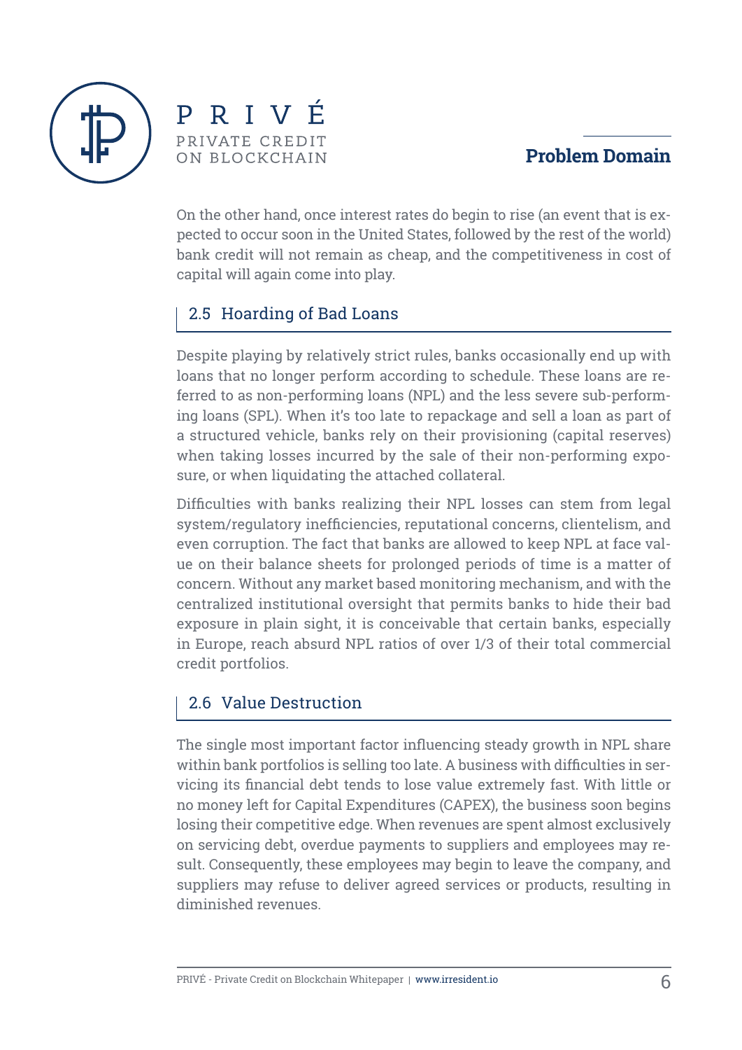On the other hand, once interest rates do begin to rise (an event that is expected to occur soon in the United States, followed by the rest of the world) bank credit will not remain as cheap, and the competitiveness in cost of capital will again come into play.

## 2.5 Hoarding of Bad Loans

Despite playing by relatively strict rules, banks occasionally end up with loans that no longer perform according to schedule. These loans are referred to as non-performing loans (NPL) and the less severe sub-performing loans (SPL). When it's too late to repackage and sell a loan as part of a structured vehicle, banks rely on their provisioning (capital reserves) when taking losses incurred by the sale of their non-performing exposure, or when liquidating the attached collateral.

Difficulties with banks realizing their NPL losses can stem from legal system/regulatory inefficiencies, reputational concerns, clientelism, and even corruption. The fact that banks are allowed to keep NPL at face value on their balance sheets for prolonged periods of time is a matter of concern. Without any market based monitoring mechanism, and with the centralized institutional oversight that permits banks to hide their bad exposure in plain sight, it is conceivable that certain banks, especially in Europe, reach absurd NPL ratios of over 1/3 of their total commercial credit portfolios.

## 2.6 Value Destruction

The single most important factor influencing steady growth in NPL share within bank portfolios is selling too late. A business with difficulties in servicing its financial debt tends to lose value extremely fast. With little or no money left for Capital Expenditures (CAPEX), the business soon begins losing their competitive edge. When revenues are spent almost exclusively on servicing debt, overdue payments to suppliers and employees may result. Consequently, these employees may begin to leave the company, and suppliers may refuse to deliver agreed services or products, resulting in diminished revenues.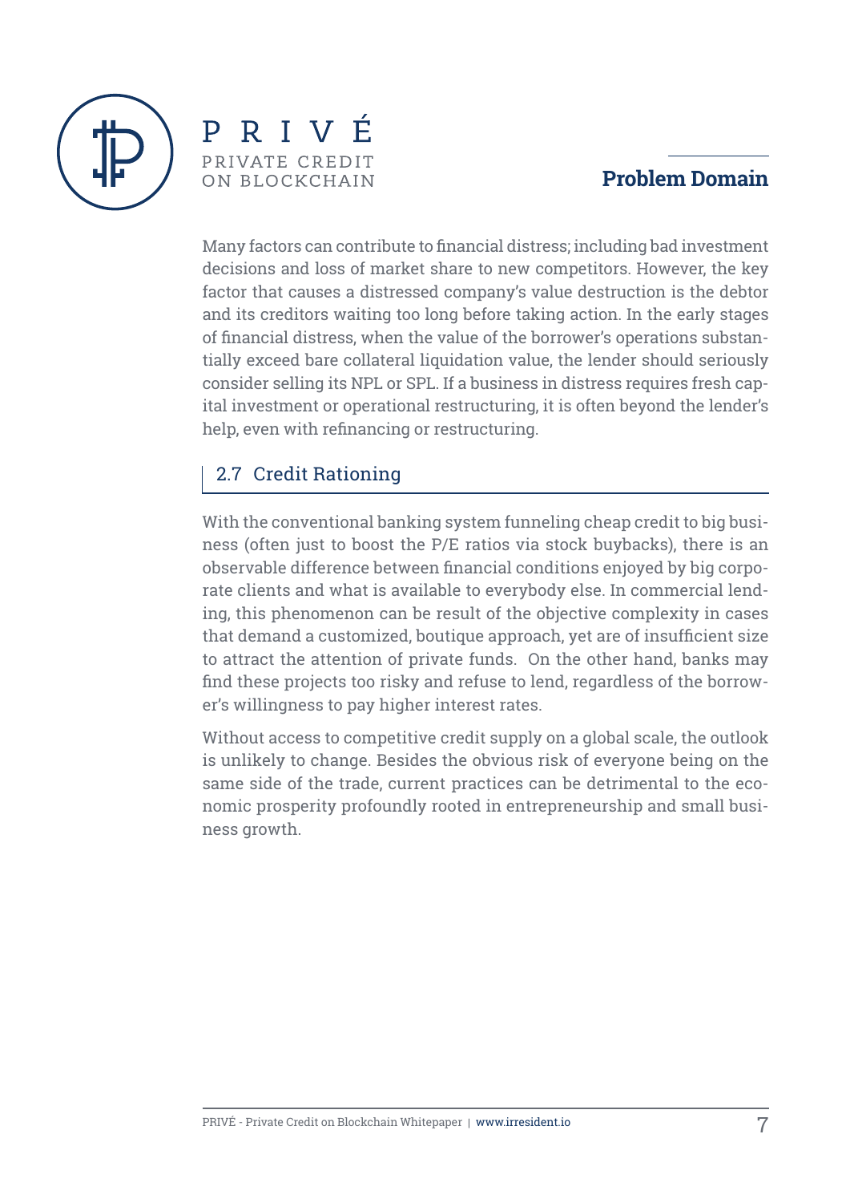Many factors can contribute to financial distress; including bad investment decisions and loss of market share to new competitors. However, the key factor that causes a distressed company's value destruction is the debtor and its creditors waiting too long before taking action. In the early stages of financial distress, when the value of the borrower's operations substantially exceed bare collateral liquidation value, the lender should seriously consider selling its NPL or SPL. If a business in distress requires fresh capital investment or operational restructuring, it is often beyond the lender's help, even with refinancing or restructuring.

## 2.7 Credit Rationing

With the conventional banking system funneling cheap credit to big business (often just to boost the P/E ratios via stock buybacks), there is an observable difference between financial conditions enjoyed by big corporate clients and what is available to everybody else. In commercial lending, this phenomenon can be result of the objective complexity in cases that demand a customized, boutique approach, yet are of insufficient size to attract the attention of private funds. On the other hand, banks may find these projects too risky and refuse to lend, regardless of the borrower's willingness to pay higher interest rates.

Without access to competitive credit supply on a global scale, the outlook is unlikely to change. Besides the obvious risk of everyone being on the same side of the trade, current practices can be detrimental to the economic prosperity profoundly rooted in entrepreneurship and small business growth.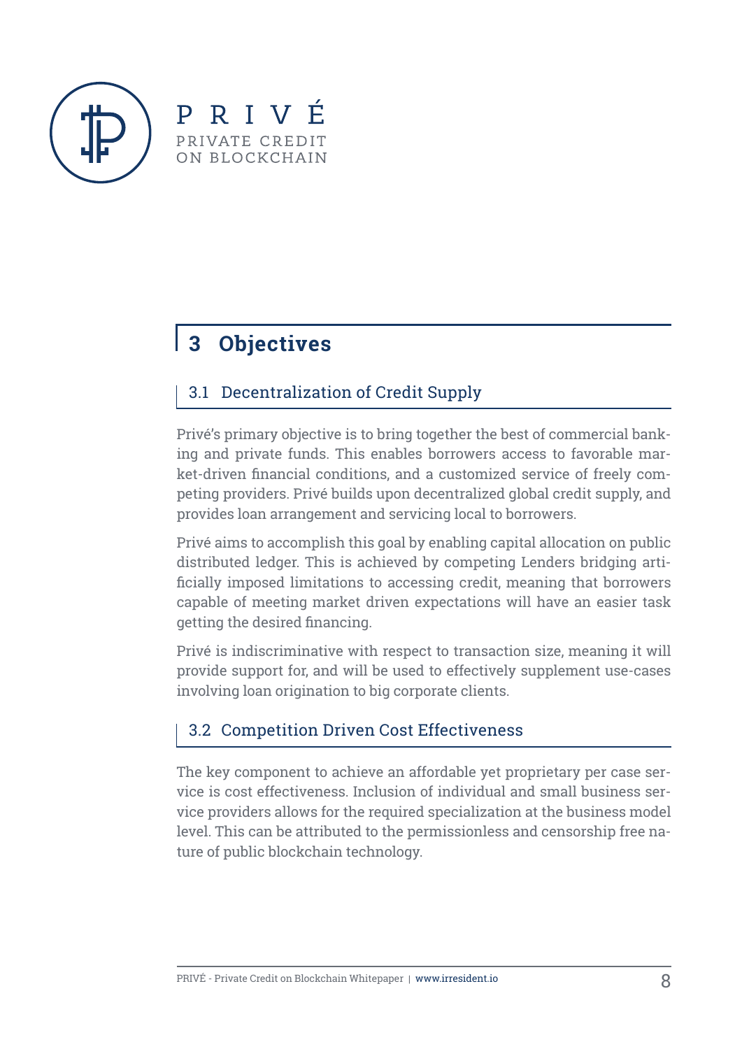# 3 Objectives

## 3.1 Decentralization of Credit Supply

Privé's primary objective is to bring together the best of commercial banking and private funds. This enables borrowers access to favorable market-driven financial conditions, and a customized service of freely competing providers. Privé builds upon decentralized global credit supply, and provides loan arrangement and servicing local to borrowers.

Privé aims to accomplish this goal by enabling capital allocation on public distributed ledger. This is achieved by competing Lenders bridging artificially imposed limitations to accessing credit, meaning that borrowers capable of meeting market driven expectations will have an easier task getting the desired financing.

Privé is indiscriminative with respect to transaction size, meaning it will provide support for, and will be used to effectively supplement use-cases involving loan origination to big corporate clients.

## 3.2 Competition Driven Cost Effectiveness

The key component to achieve an affordable yet proprietary per case service is cost effectiveness. Inclusion of individual and small business service providers allows for the required specialization at the business model level. This can be attributed to the permissionless and censorship free nature of public blockchain technology.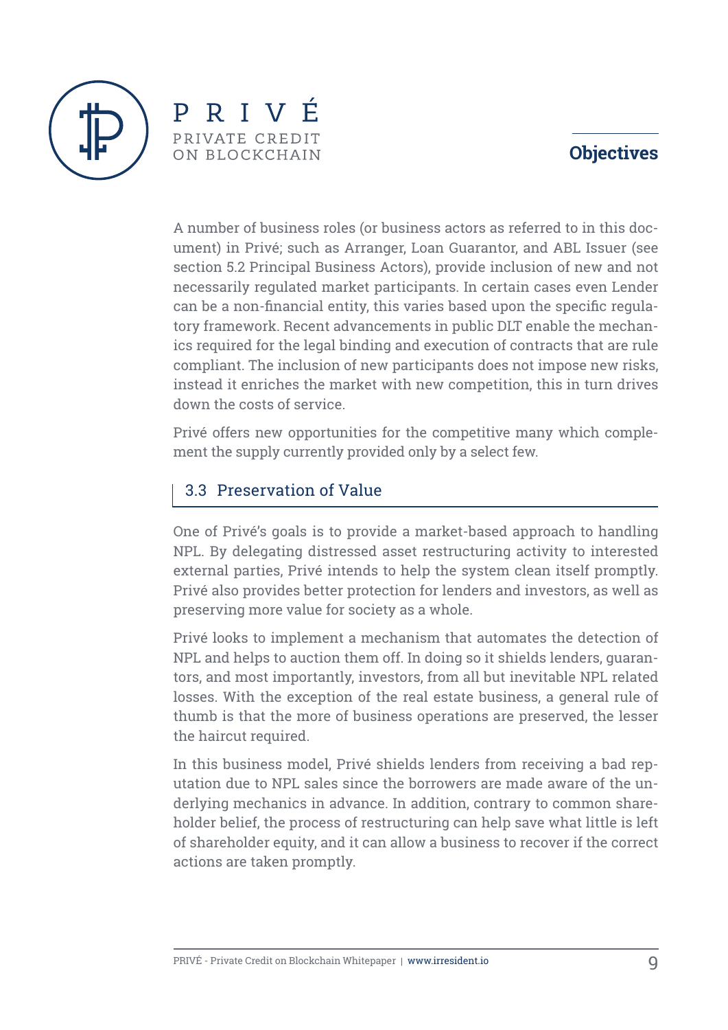A number of business roles (or business actors as referred to in this document) in Privé; such as Arranger, Loan Guarantor, and ABL Issuer (see section 5.2 Principal Business Actors), provide inclusion of new and not necessarily regulated market participants. In certain cases even Lender can be a non-financial entity, this varies based upon the specific regulatory framework. Recent advancements in public DLT enable the mechanics required for the legal binding and execution of contracts that are rule compliant. The inclusion of new participants does not impose new risks, instead it enriches the market with new competition, this in turn drives down the costs of service.

Privé offers new opportunities for the competitive many which complement the supply currently provided only by a select few.

## 3.3 Preservation of Value

One of Privé's goals is to provide a market-based approach to handling NPL. By delegating distressed asset restructuring activity to interested external parties, Privé intends to help the system clean itself promptly. Privé also provides better protection for lenders and investors, as well as preserving more value for society as a whole.

Privé looks to implement a mechanism that automates the detection of NPL and helps to auction them off. In doing so it shields lenders, guarantors, and most importantly, investors, from all but inevitable NPL related losses. With the exception of the real estate business, a general rule of thumb is that the more of business operations are preserved, the lesser the haircut required.

In this business model, Privé shields lenders from receiving a bad reputation due to NPL sales since the borrowers are made aware of the underlying mechanics in advance. In addition, contrary to common shareholder belief, the process of restructuring can help save what little is left of shareholder equity, and it can allow a business to recover if the correct actions are taken promptly.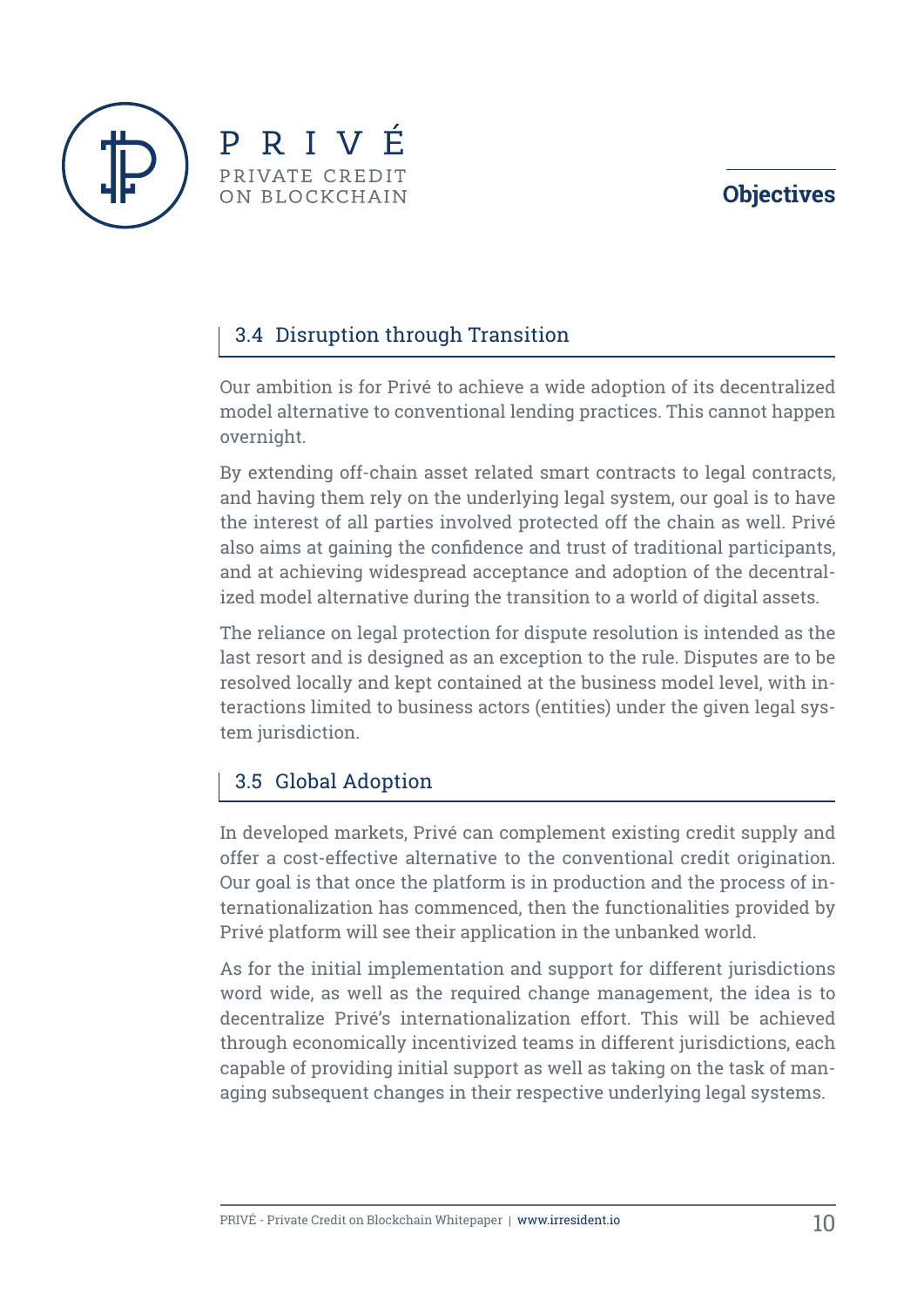### 3.4 Disruption through Transition

Our ambition is for Privé to achieve a wide adoption of its decentralized model alternative to conventional lending practices. This cannot happen overnight.

By extending off-chain asset related smart contracts to legal contracts, and having them rely on the underlying legal system, our goal is to have the interest of all parties involved protected off the chain as well. Privé also aims at gaining the confidence and trust of traditional participants, and at achieving widespread acceptance and adoption of the decentralized model alternative during the transition to a world of digital assets.

The reliance on legal protection for dispute resolution is intended as the last resort and is designed as an exception to the rule. Disputes are to be resolved locally and kept contained at the business model level, with interactions limited to business actors (entities) under the given legal system jurisdiction.

### 3.5 Global Adoption

In developed markets, Privé can complement existing credit supply and offer a cost-effective alternative to the conventional credit origination. Our goal is that once the platform is in production and the process of internationalization has commenced, then the functionalities provided by Privé platform will see their application in the unbanked world.

As for the initial implementation and support for different jurisdictions word wide, as well as the required change management, the idea is to decentralize Privé's internationalization effort. This will be achieved through economically incentivized teams in different jurisdictions, each capable of providing initial support as well as taking on the task of managing subsequent changes in their respective underlying legal systems.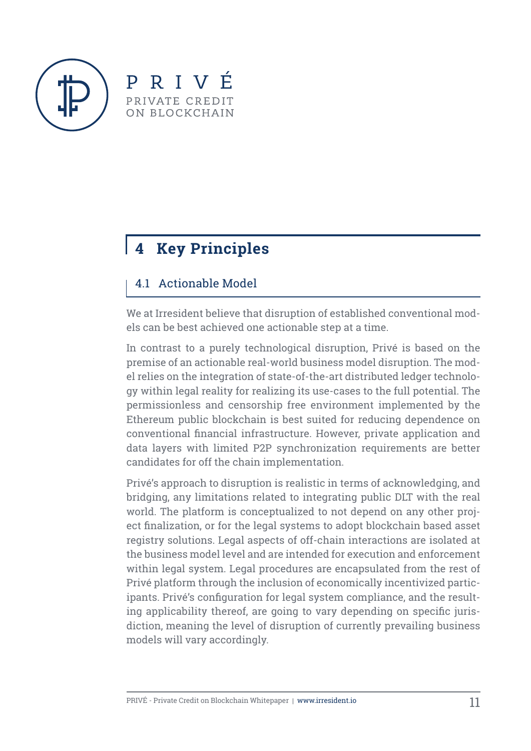# 4 Key Principles

## 4.1 Actionable Model

We at Irresident believe that disruption of established conventional models can be best achieved one actionable step at a time.

In contrast to a purely technological disruption, Privé is based on the premise of an actionable real-world business model disruption. The model relies on the integration of state-of-the-art distributed ledger technology within legal reality for realizing its use-cases to the full potential. The permissionless and censorship free environment implemented by the Ethereum public blockchain is best suited for reducing dependence on conventional financial infrastructure. However, private application and data layers with limited P2P synchronization requirements are better candidates for off the chain implementation.

Privé's approach to disruption is realistic in terms of acknowledging, and bridging, any limitations related to integrating public DLT with the real world. The platform is conceptualized to not depend on any other project finalization, or for the legal systems to adopt blockchain based asset registry solutions. Legal aspects of off-chain interactions are isolated at the business model level and are intended for execution and enforcement within legal system. Legal procedures are encapsulated from the rest of Privé platform through the inclusion of economically incentivized participants. Privé's configuration for legal system compliance, and the resulting applicability thereof, are going to vary depending on specific jurisdiction, meaning the level of disruption of currently prevailing business models will vary accordingly.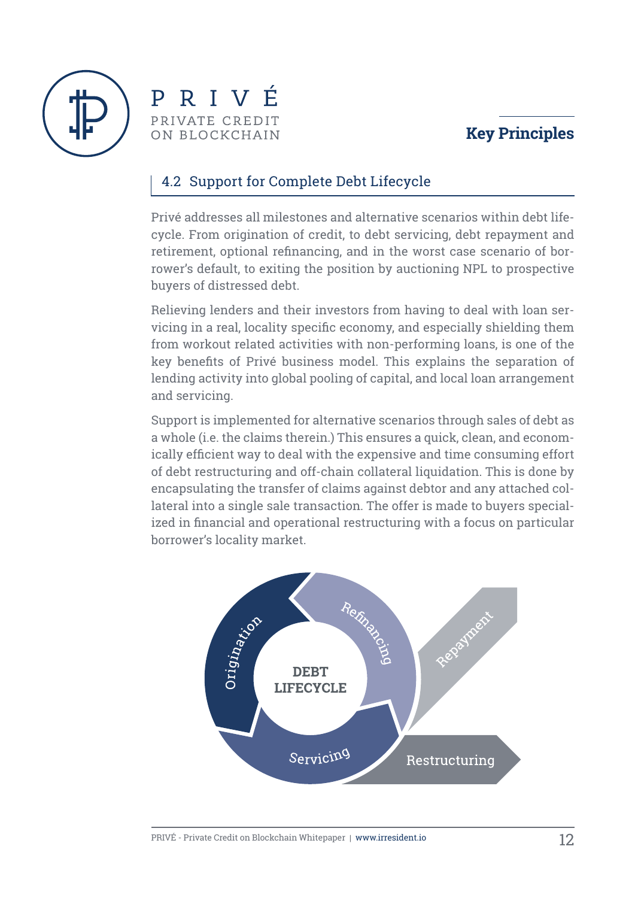## 4.2 Support for Complete Debt Lifecycle

Privé addresses all milestones and alternative scenarios within debt lifecycle. From origination of credit, to debt servicing, debt repayment and retirement, optional refinancing, and in the worst case scenario of borrower's default, to exiting the position by auctioning NPL to prospective buyers of distressed debt.

Relieving lenders and their investors from having to deal with loan servicing in a real, locality specific economy, and especially shielding them from workout related activities with non-performing loans, is one of the key benefits of Privé business model. This explains the separation of lending activity into global pooling of capital, and local loan arrangement and servicing.

Support is implemented for alternative scenarios through sales of debt as a whole (i.e. the claims therein.) This ensures a quick, clean, and economically efficient way to deal with the expensive and time consuming effort of debt restructuring and off-chain collateral liquidation. This is done by encapsulating the transfer of claims against debtor and any attached collateral into a single sale transaction. The offer is made to buyers specialized in financial and operational restructuring with a focus on particular borrower's locality market.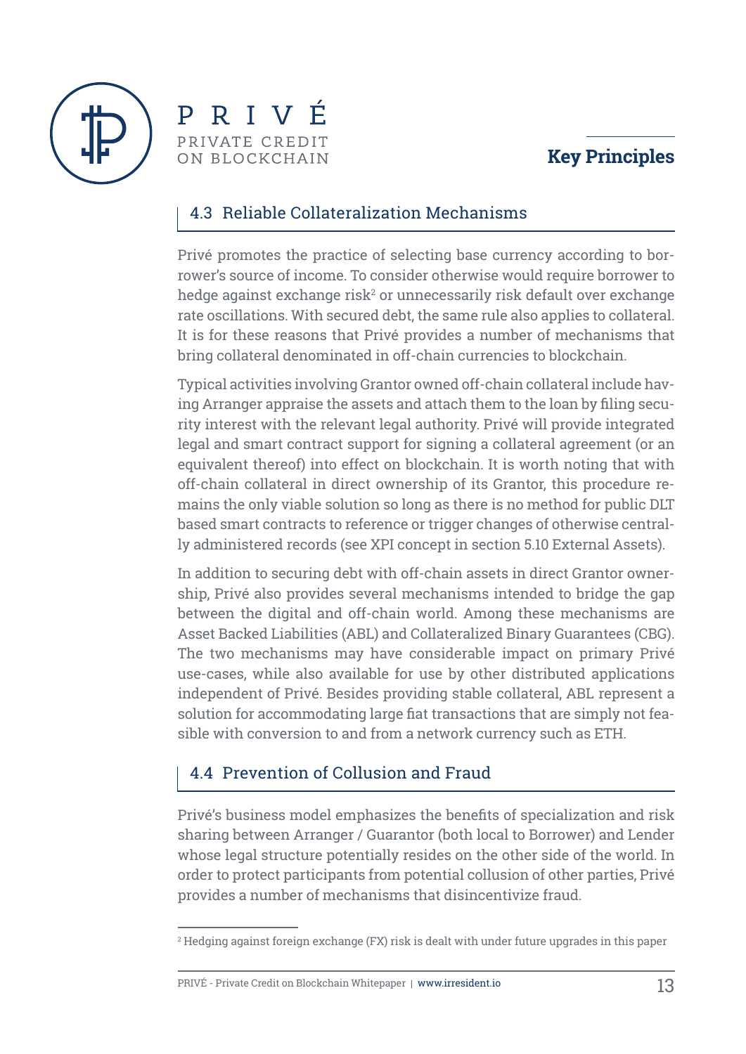## 4.3 Reliable Collateralization Mechanisms

Privé promotes the practice of selecting base currency according to borrower's source of income. To consider otherwise would require borrower to hedge against exchange risk[2] or unnecessarily risk default over exchange rate oscillations. With secured debt, the same rule also applies to collateral. It is for these reasons that Privé provides a number of mechanisms that bring collateral denominated in off-chain currencies to blockchain.

Typical activities involving Grantor owned off-chain collateral include having Arranger appraise the assets and attach them to the loan by filing security interest with the relevant legal authority. Privé will provide integrated legal and smart contract support for signing a collateral agreement (or an equivalent thereof) into effect on blockchain. It is worth noting that with off-chain collateral in direct ownership of its Grantor, this procedure remains the only viable solution so long as there is no method for public DLT based smart contracts to reference or trigger changes of otherwise centrally administered records (see XPI concept in section 5.10 External Assets).

In addition to securing debt with off-chain assets in direct Grantor ownership, Privé also provides several mechanisms intended to bridge the gap between the digital and off-chain world. Among these mechanisms are Asset Backed Liabilities (ABL) and Collateralized Binary Guarantees (CBG). The two mechanisms may have considerable impact on primary Privé use-cases, while also available for use by other distributed applications independent of Privé. Besides providing stable collateral, ABL represent a solution for accommodating large fiat transactions that are simply not feasible with conversion to and from a network currency such as ETH.

## 4.4 Prevention of Collusion and Fraud

Privé's business model emphasizes the benefits of specialization and risk sharing between Arranger / Guarantor (both local to Borrower) and Lender whose legal structure potentially resides on the other side of the world. In order to protect participants from potential collusion of other parties, Privé provides a number of mechanisms that disincentivize fraud.

[2] Hedging against foreign exchange (FX) risk is dealt with under future upgrades in this paper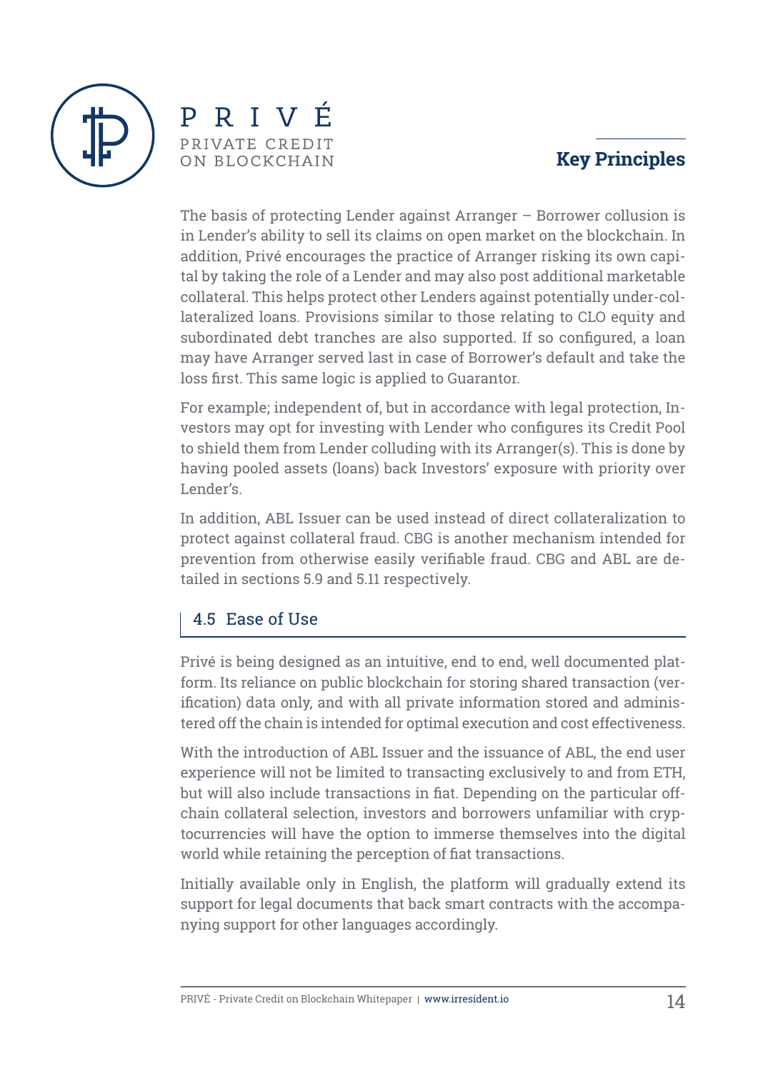The basis of protecting Lender against Arranger – Borrower collusion is in Lender's ability to sell its claims on open market on the blockchain. In addition, Privé encourages the practice of Arranger risking its own capital by taking the role of a Lender and may also post additional marketable collateral. This helps protect other Lenders against potentially under-collateralized loans. Provisions similar to those relating to CLO equity and subordinated debt tranches are also supported. If so configured, a loan may have Arranger served last in case of Borrower's default and take the loss first. This same logic is applied to Guarantor.

For example; independent of, but in accordance with legal protection, Investors may opt for investing with Lender who configures its Credit Pool to shield them from Lender colluding with its Arranger(s). This is done by having pooled assets (loans) back Investors' exposure with priority over Lender's.

In addition, ABL Issuer can be used instead of direct collateralization to protect against collateral fraud. CBG is another mechanism intended for prevention from otherwise easily verifiable fraud. CBG and ABL are detailed in sections 5.9 and 5.11 respectively.

## 4.5 Ease of Use

Privé is being designed as an intuitive, end to end, well documented platform. Its reliance on public blockchain for storing shared transaction (verification) data only, and with all private information stored and administered off the chain is intended for optimal execution and cost effectiveness.

With the introduction of ABL Issuer and the issuance of ABL, the end user experience will not be limited to transacting exclusively to and from ETH, but will also include transactions in fiat. Depending on the particular off-chain collateral selection, investors and borrowers unfamiliar with cryptocurrencies will have the option to immerse themselves into the digital world while retaining the perception of fiat transactions.

Initially available only in English, the platform will gradually extend its support for legal documents that back smart contracts with the accompanying support for other languages accordingly.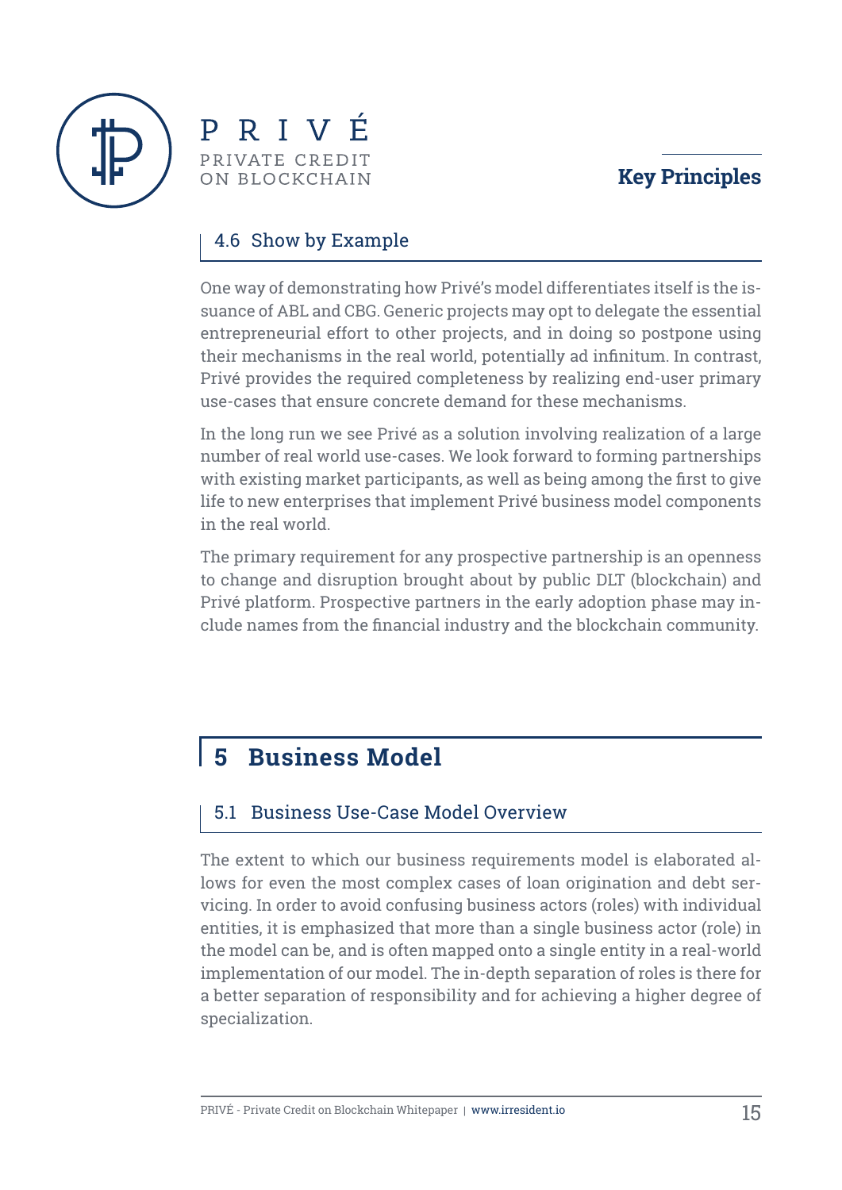### 4.6 Show by Example

One way of demonstrating how Privé's model differentiates itself is the issuance of ABL and CBG. Generic projects may opt to delegate the essential entrepreneurial effort to other projects, and in doing so postpone using their mechanisms in the real world, potentially ad infinitum. In contrast, Privé provides the required completeness by realizing end-user primary use-cases that ensure concrete demand for these mechanisms.

In the long run we see Privé as a solution involving realization of a large number of real world use-cases. We look forward to forming partnerships with existing market participants, as well as being among the first to give life to new enterprises that implement Privé business model components in the real world.

The primary requirement for any prospective partnership is an openness to change and disruption brought about by public DLT (blockchain) and Privé platform. Prospective partners in the early adoption phase may include names from the financial industry and the blockchain community.

## 5 Business Model

### 5.1 Business Use-Case Model Overview

The extent to which our business requirements model is elaborated allows for even the most complex cases of loan origination and debt servicing. In order to avoid confusing business actors (roles) with individual entities, it is emphasized that more than a single business actor (role) in the model can be, and is often mapped onto a single entity in a real-world implementation of our model. The in-depth separation of roles is there for a better separation of responsibility and for achieving a higher degree of specialization.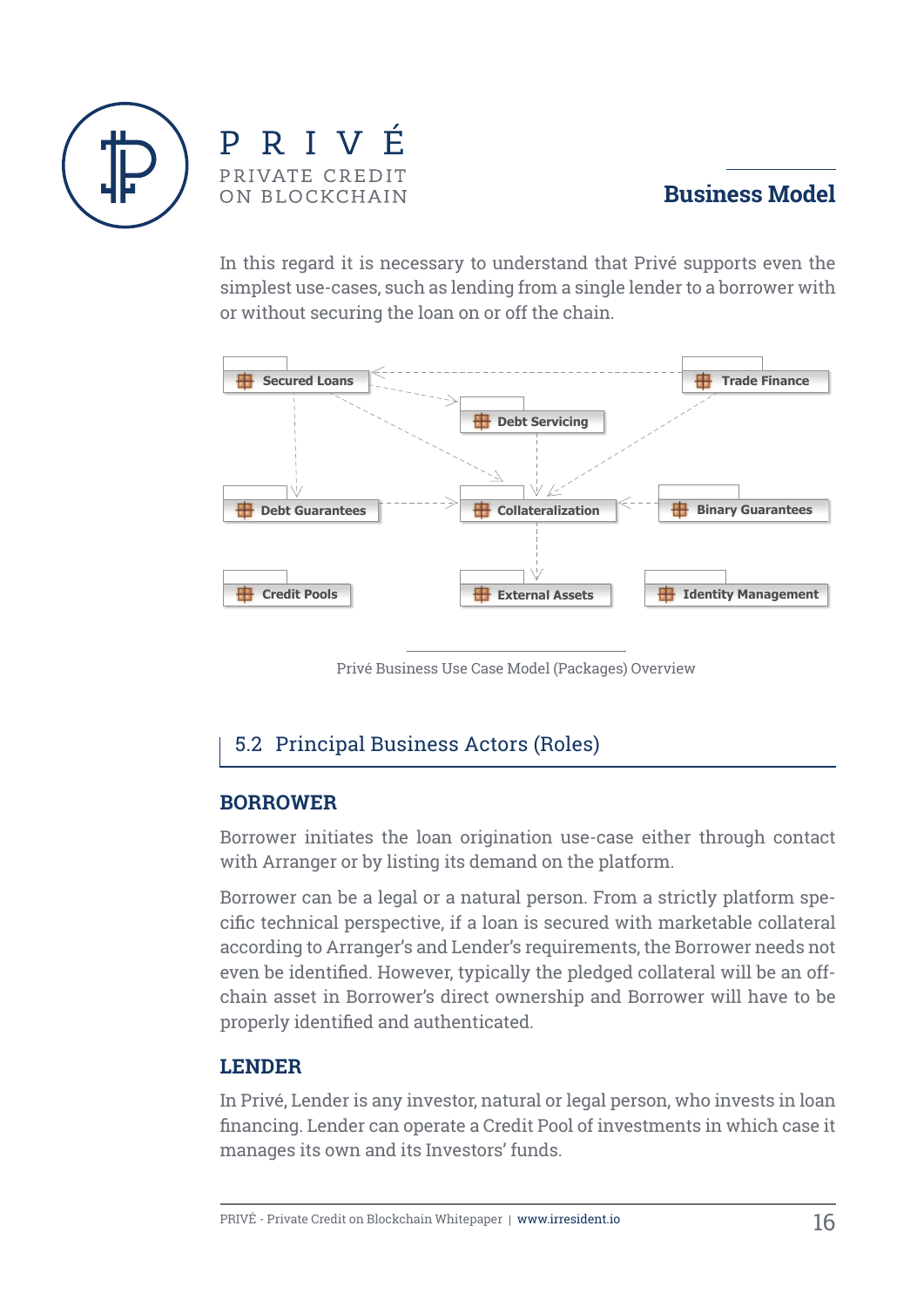In this regard it is necessary to understand that Privé supports even the simplest use-cases, such as lending from a single lender to a borrower with or without securing the loan on or off the chain.

Secured Loans | Trade Finance | Debt Servicing | Debt Guarantees | Collateralization | Binary Guarantees | Credit Pools | External Assets | Identity Management

Privé Business Use Case Model (Packages) Overview

## 5.2 Principal Business Actors (Roles)

### BORROWER

Borrower initiates the loan origination use-case either through contact with Arranger or by listing its demand on the platform.

Borrower can be a legal or a natural person. From a strictly platform specific technical perspective, if a loan is secured with marketable collateral according to Arranger's and Lender's requirements, the Borrower needs not even be identified. However, typically the pledged collateral will be an off-chain asset in Borrower's direct ownership and Borrower will have to be properly identified and authenticated.

### LENDER

In Privé, Lender is any investor, natural or legal person, who invests in loan financing. Lender can operate a Credit Pool of investments in which case it manages its own and its Investors' funds.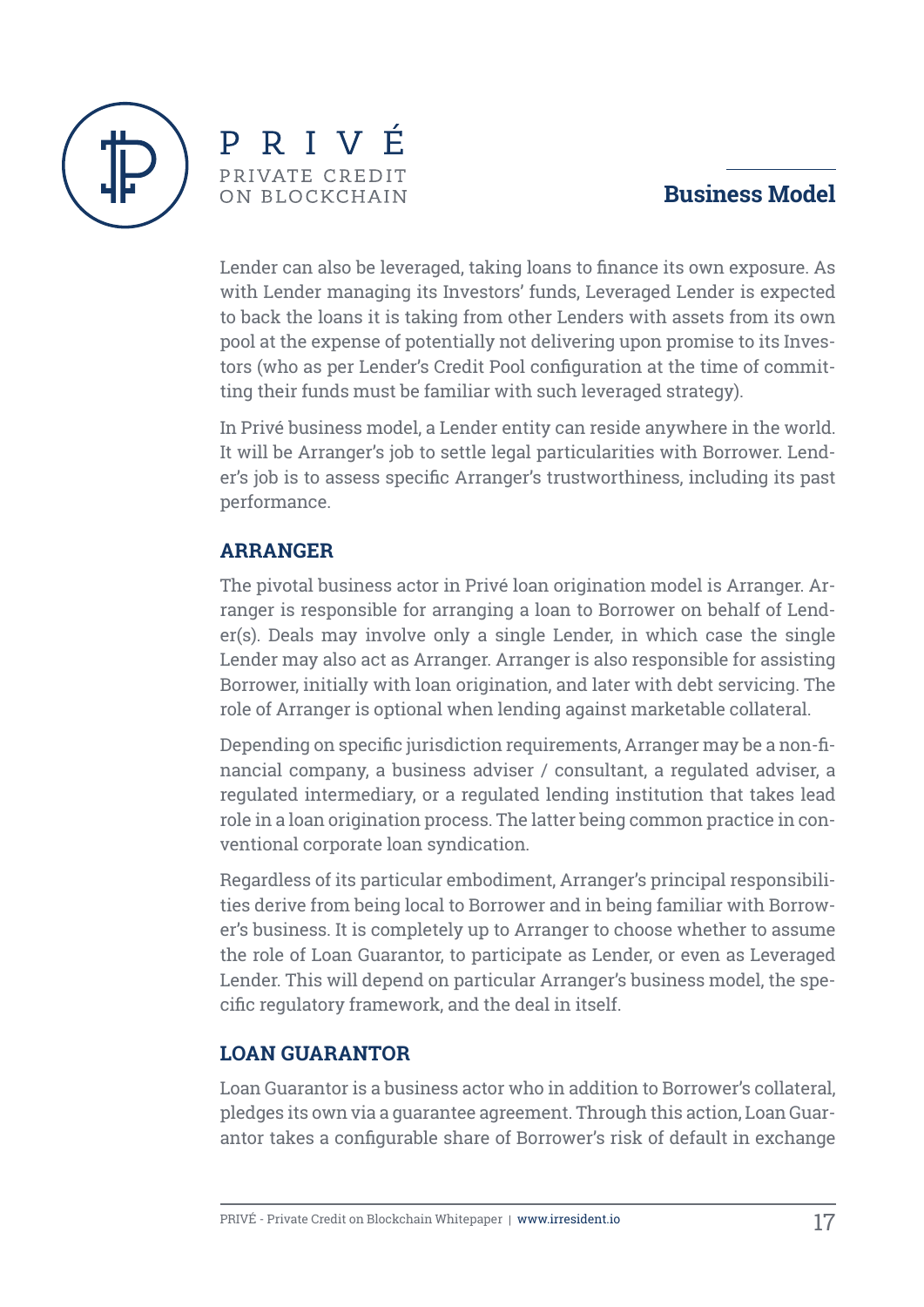Lender can also be leveraged, taking loans to finance its own exposure. As with Lender managing its Investors' funds, Leveraged Lender is expected to back the loans it is taking from other Lenders with assets from its own pool at the expense of potentially not delivering upon promise to its Investors (who as per Lender's Credit Pool configuration at the time of committing their funds must be familiar with such leveraged strategy).

In Privé business model, a Lender entity can reside anywhere in the world. It will be Arranger's job to settle legal particularities with Borrower. Lender's job is to assess specific Arranger's trustworthiness, including its past performance.

### ARRANGER

The pivotal business actor in Privé loan origination model is Arranger. Arranger is responsible for arranging a loan to Borrower on behalf of Lender(s). Deals may involve only a single Lender, in which case the single Lender may also act as Arranger. Arranger is also responsible for assisting Borrower, initially with loan origination, and later with debt servicing. The role of Arranger is optional when lending against marketable collateral.

Depending on specific jurisdiction requirements, Arranger may be a non-financial company, a business adviser / consultant, a regulated adviser, a regulated intermediary, or a regulated lending institution that takes lead role in a loan origination process. The latter being common practice in conventional corporate loan syndication.

Regardless of its particular embodiment, Arranger's principal responsibilities derive from being local to Borrower and in being familiar with Borrower's business. It is completely up to Arranger to choose whether to assume the role of Loan Guarantor, to participate as Lender, or even as Leveraged Lender. This will depend on particular Arranger's business model, the specific regulatory framework, and the deal in itself.

### LOAN GUARANTOR

Loan Guarantor is a business actor who in addition to Borrower's collateral, pledges its own via a guarantee agreement. Through this action, Loan Guarantor takes a configurable share of Borrower's risk of default in exchange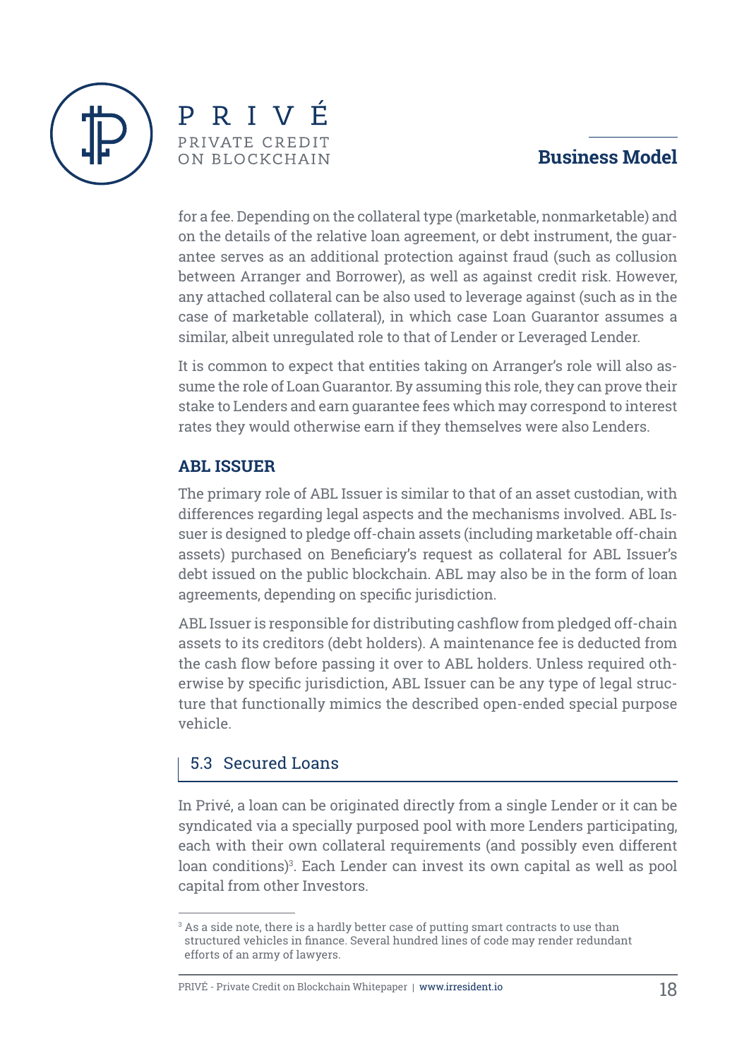for a fee. Depending on the collateral type (marketable, nonmarketable) and on the details of the relative loan agreement, or debt instrument, the guarantee serves as an additional protection against fraud (such as collusion between Arranger and Borrower), as well as against credit risk. However, any attached collateral can be also used to leverage against (such as in the case of marketable collateral), in which case Loan Guarantor assumes a similar, albeit unregulated role to that of Lender or Leveraged Lender.

It is common to expect that entities taking on Arranger's role will also assume the role of Loan Guarantor. By assuming this role, they can prove their stake to Lenders and earn guarantee fees which may correspond to interest rates they would otherwise earn if they themselves were also Lenders.

### ABL ISSUER

The primary role of ABL Issuer is similar to that of an asset custodian, with differences regarding legal aspects and the mechanisms involved. ABL Issuer is designed to pledge off-chain assets (including marketable off-chain assets) purchased on Beneficiary's request as collateral for ABL Issuer's debt issued on the public blockchain. ABL may also be in the form of loan agreements, depending on specific jurisdiction.

ABL Issuer is responsible for distributing cashflow from pledged off-chain assets to its creditors (debt holders). A maintenance fee is deducted from the cash flow before passing it over to ABL holders. Unless required otherwise by specific jurisdiction, ABL Issuer can be any type of legal structure that functionally mimics the described open-ended special purpose vehicle.

## 5.3 Secured Loans

In Privé, a loan can be originated directly from a single Lender or it can be syndicated via a specially purposed pool with more Lenders participating, each with their own collateral requirements (and possibly even different loan conditions)[3]. Each Lender can invest its own capital as well as pool capital from other Investors.

[3] As a side note, there is a hardly better case of putting smart contracts to use than structured vehicles in finance. Several hundred lines of code may render redundant efforts of an army of lawyers.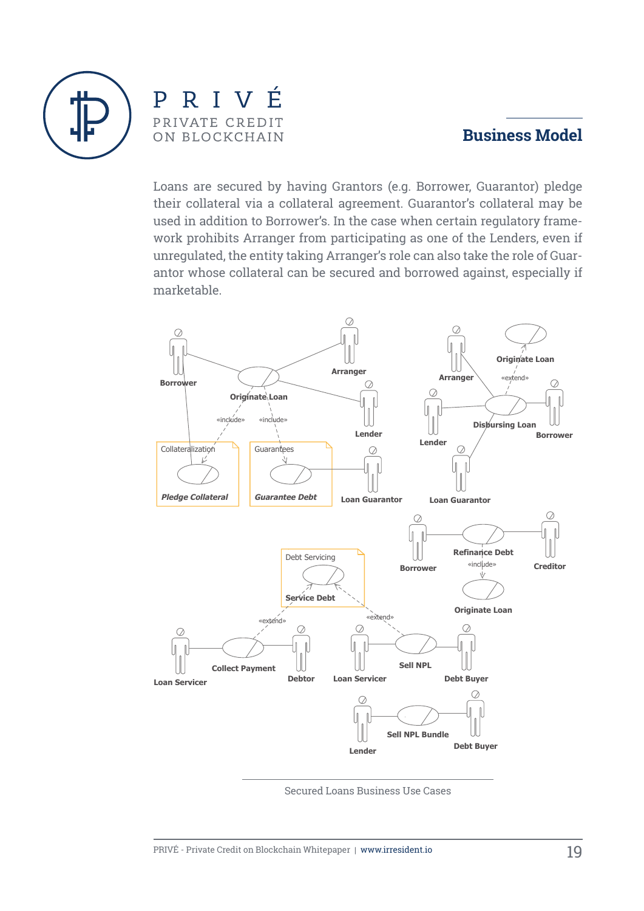## Business Model

Loans are secured by having Grantors (e.g. Borrower, Guarantor) pledge their collateral via a collateral agreement. Guarantor's collateral may be used in addition to Borrower's. In the case when certain regulatory framework prohibits Arranger from participating as one of the Lenders, even if unregulated, the entity taking Arranger's role can also take the role of Guarantor whose collateral can be secured and borrowed against, especially if marketable.

Secured Loans Business Use Cases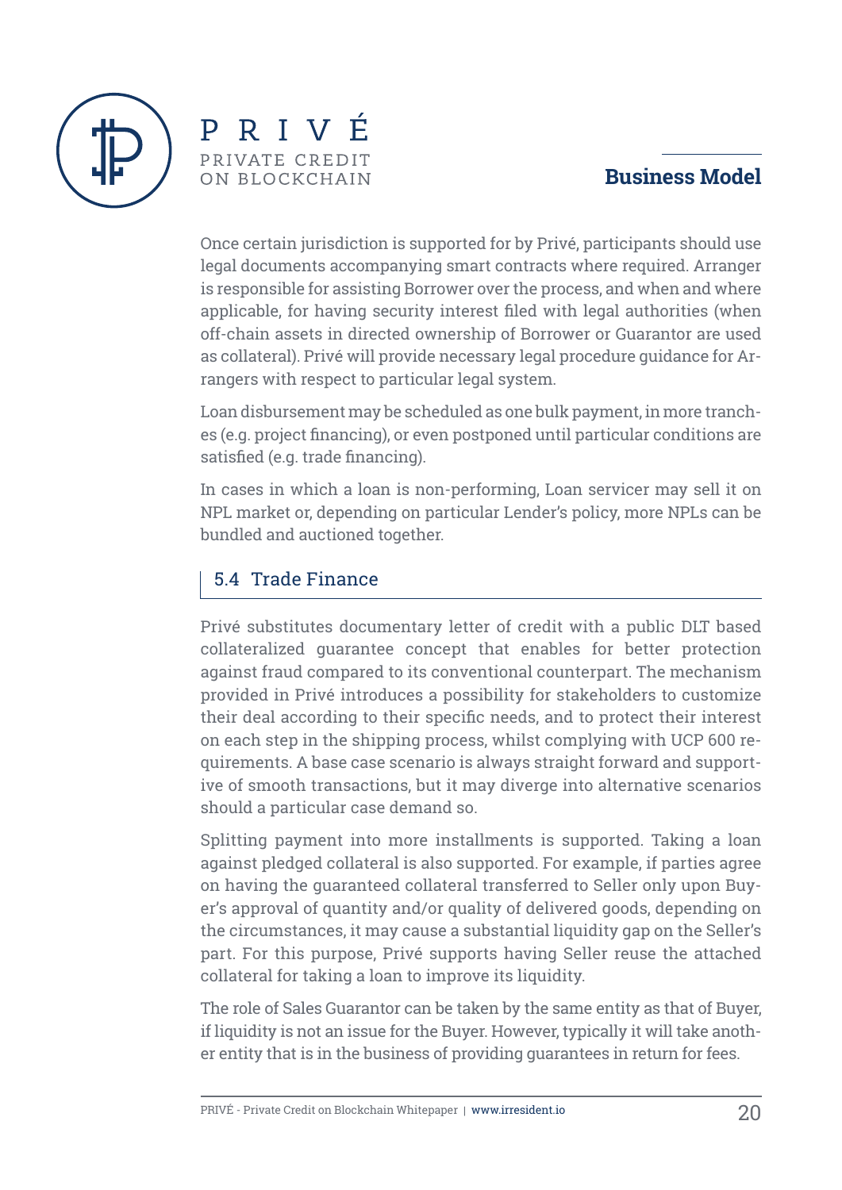Once certain jurisdiction is supported for by Privé, participants should use legal documents accompanying smart contracts where required. Arranger is responsible for assisting Borrower over the process, and when and where applicable, for having security interest filed with legal authorities (when off-chain assets in directed ownership of Borrower or Guarantor are used as collateral). Privé will provide necessary legal procedure guidance for Arrangers with respect to particular legal system.

Loan disbursement may be scheduled as one bulk payment, in more tranches (e.g. project financing), or even postponed until particular conditions are satisfied (e.g. trade financing).

In cases in which a loan is non-performing, Loan servicer may sell it on NPL market or, depending on particular Lender's policy, more NPLs can be bundled and auctioned together.

## 5.4 Trade Finance

Privé substitutes documentary letter of credit with a public DLT based collateralized guarantee concept that enables for better protection against fraud compared to its conventional counterpart. The mechanism provided in Privé introduces a possibility for stakeholders to customize their deal according to their specific needs, and to protect their interest on each step in the shipping process, whilst complying with UCP 600 requirements. A base case scenario is always straight forward and supportive of smooth transactions, but it may diverge into alternative scenarios should a particular case demand so.

Splitting payment into more installments is supported. Taking a loan against pledged collateral is also supported. For example, if parties agree on having the guaranteed collateral transferred to Seller only upon Buyer's approval of quantity and/or quality of delivered goods, depending on the circumstances, it may cause a substantial liquidity gap on the Seller's part. For this purpose, Privé supports having Seller reuse the attached collateral for taking a loan to improve its liquidity.

The role of Sales Guarantor can be taken by the same entity as that of Buyer, if liquidity is not an issue for the Buyer. However, typically it will take another entity that is in the business of providing guarantees in return for fees.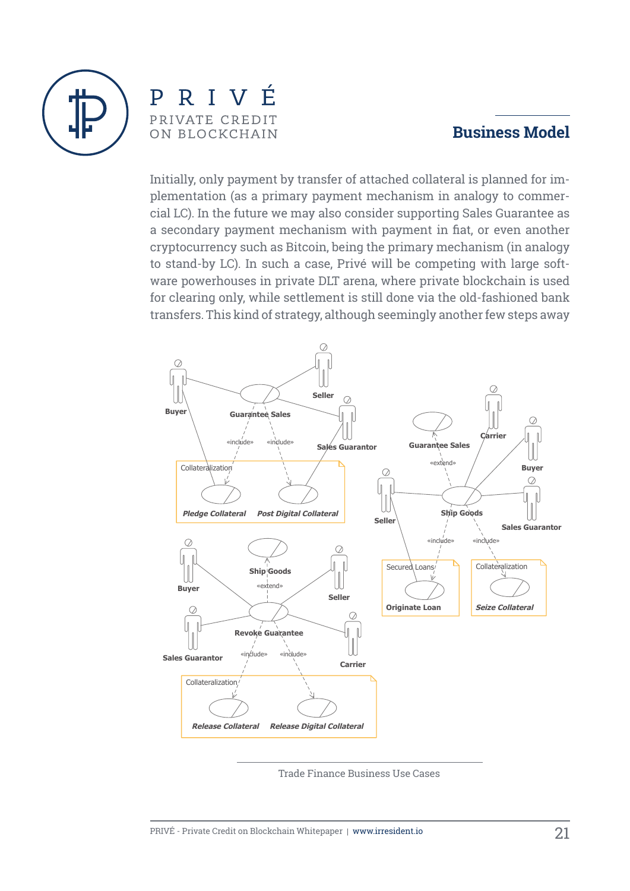## Business Model

Initially, only payment by transfer of attached collateral is planned for implementation (as a primary payment mechanism in analogy to commercial LC). In the future we may also consider supporting Sales Guarantee as a secondary payment mechanism with payment in fiat, or even another cryptocurrency such as Bitcoin, being the primary mechanism (in analogy to stand-by LC). In such a case, Privé will be competing with large software powerhouses in private DLT arena, where private blockchain is used for clearing only, while settlement is still done via the old-fashioned bank transfers. This kind of strategy, although seemingly another few steps away

Trade Finance Business Use Cases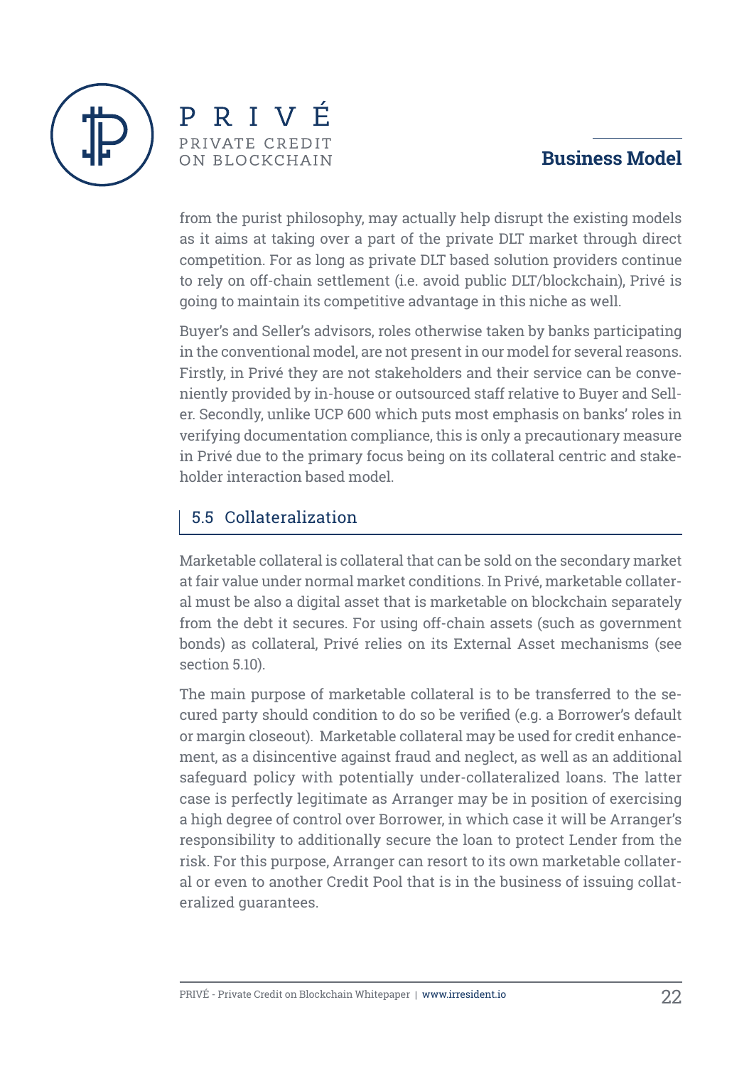from the purist philosophy, may actually help disrupt the existing models as it aims at taking over a part of the private DLT market through direct competition. For as long as private DLT based solution providers continue to rely on off-chain settlement (i.e. avoid public DLT/blockchain), Privé is going to maintain its competitive advantage in this niche as well.

Buyer's and Seller's advisors, roles otherwise taken by banks participating in the conventional model, are not present in our model for several reasons. Firstly, in Privé they are not stakeholders and their service can be conveniently provided by in-house or outsourced staff relative to Buyer and Seller. Secondly, unlike UCP 600 which puts most emphasis on banks' roles in verifying documentation compliance, this is only a precautionary measure in Privé due to the primary focus being on its collateral centric and stakeholder interaction based model.

## 5.5 Collateralization

Marketable collateral is collateral that can be sold on the secondary market at fair value under normal market conditions. In Privé, marketable collateral must be also a digital asset that is marketable on blockchain separately from the debt it secures. For using off-chain assets (such as government bonds) as collateral, Privé relies on its External Asset mechanisms (see section 5.10).

The main purpose of marketable collateral is to be transferred to the secured party should condition to do so be verified (e.g. a Borrower's default or margin closeout). Marketable collateral may be used for credit enhancement, as a disincentive against fraud and neglect, as well as an additional safeguard policy with potentially under-collateralized loans. The latter case is perfectly legitimate as Arranger may be in position of exercising a high degree of control over Borrower, in which case it will be Arranger's responsibility to additionally secure the loan to protect Lender from the risk. For this purpose, Arranger can resort to its own marketable collateral or even to another Credit Pool that is in the business of issuing collateralized guarantees.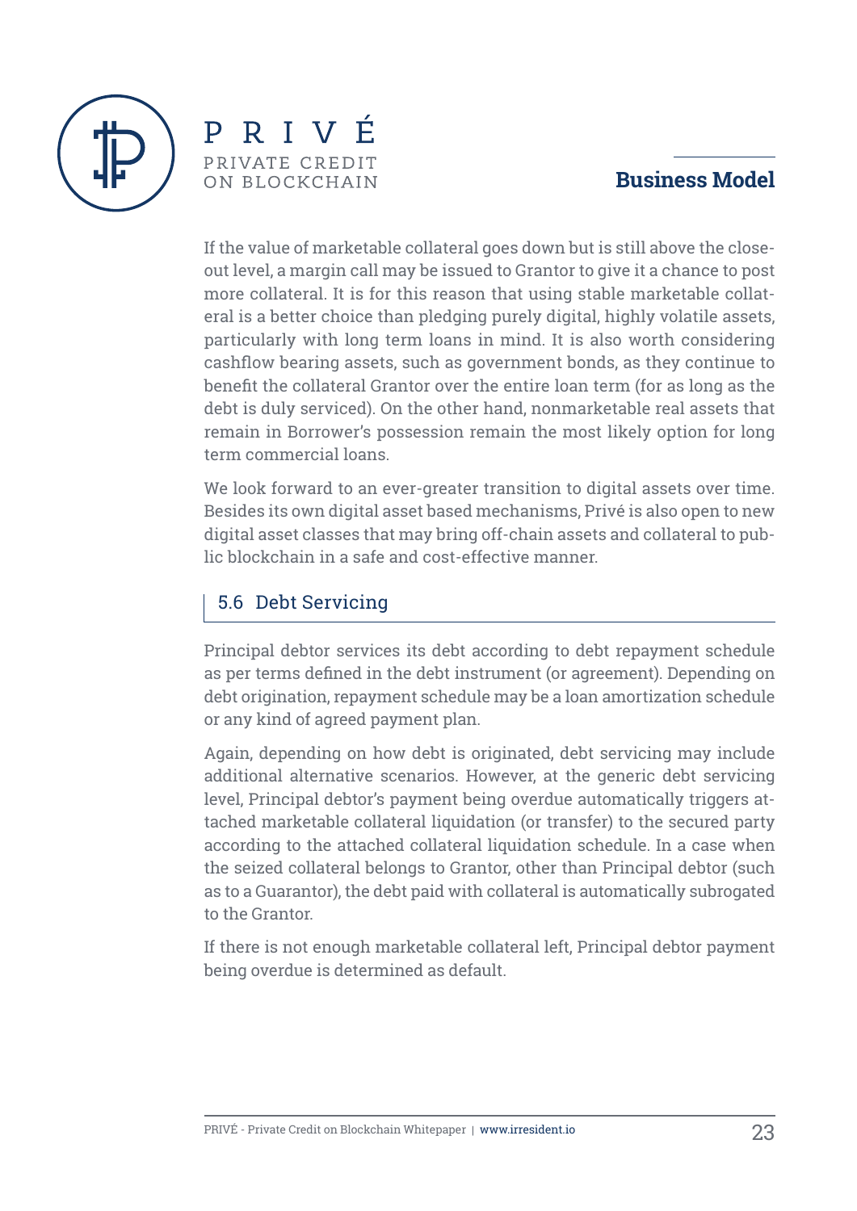If the value of marketable collateral goes down but is still above the close-out level, a margin call may be issued to Grantor to give it a chance to post more collateral. It is for this reason that using stable marketable collateral is a better choice than pledging purely digital, highly volatile assets, particularly with long term loans in mind. It is also worth considering cashflow bearing assets, such as government bonds, as they continue to benefit the collateral Grantor over the entire loan term (for as long as the debt is duly serviced). On the other hand, nonmarketable real assets that remain in Borrower's possession remain the most likely option for long term commercial loans.

We look forward to an ever-greater transition to digital assets over time. Besides its own digital asset based mechanisms, Privé is also open to new digital asset classes that may bring off-chain assets and collateral to public blockchain in a safe and cost-effective manner.

## 5.6 Debt Servicing

Principal debtor services its debt according to debt repayment schedule as per terms defined in the debt instrument (or agreement). Depending on debt origination, repayment schedule may be a loan amortization schedule or any kind of agreed payment plan.

Again, depending on how debt is originated, debt servicing may include additional alternative scenarios. However, at the generic debt servicing level, Principal debtor's payment being overdue automatically triggers attached marketable collateral liquidation (or transfer) to the secured party according to the attached collateral liquidation schedule. In a case when the seized collateral belongs to Grantor, other than Principal debtor (such as to a Guarantor), the debt paid with collateral is automatically subrogated to the Grantor.

If there is not enough marketable collateral left, Principal debtor payment being overdue is determined as default.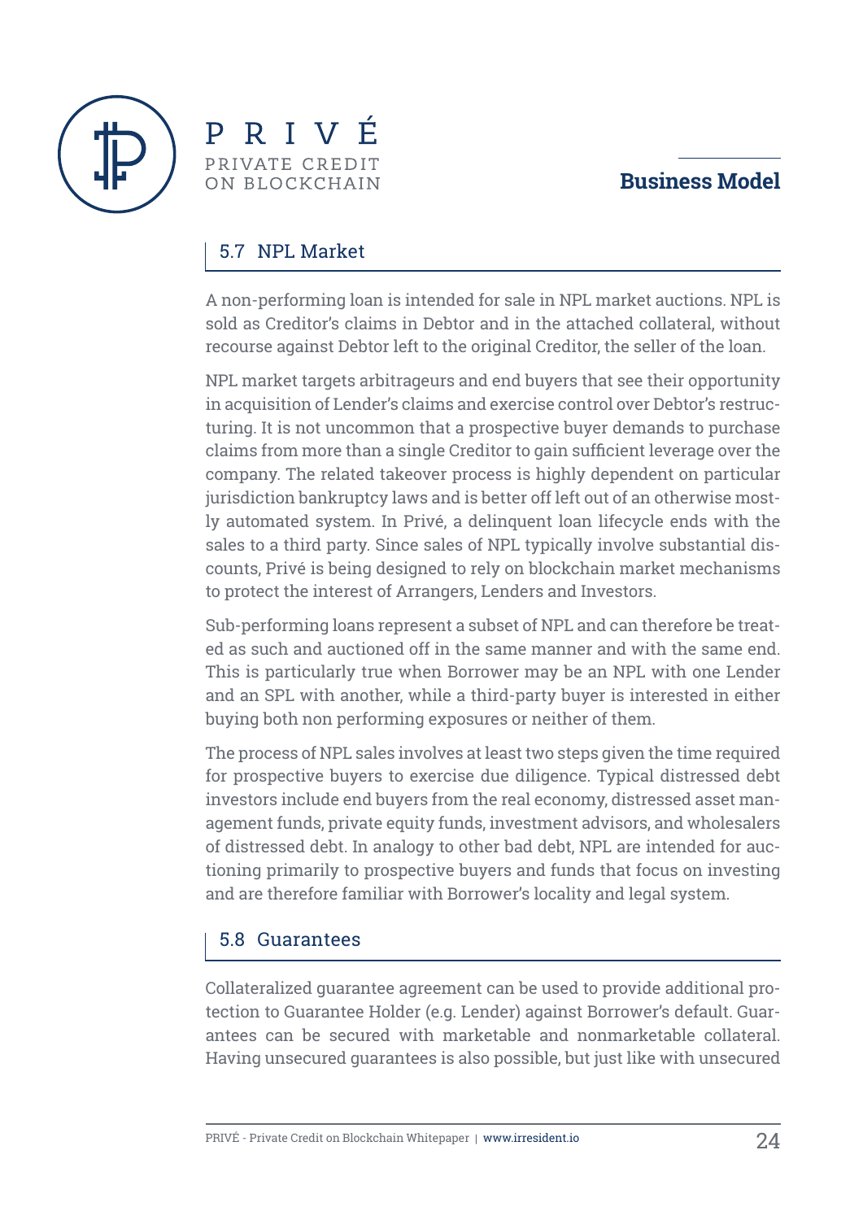## 5.7 NPL Market

A non-performing loan is intended for sale in NPL market auctions. NPL is sold as Creditor's claims in Debtor and in the attached collateral, without recourse against Debtor left to the original Creditor, the seller of the loan.

NPL market targets arbitrageurs and end buyers that see their opportunity in acquisition of Lender's claims and exercise control over Debtor's restructuring. It is not uncommon that a prospective buyer demands to purchase claims from more than a single Creditor to gain sufficient leverage over the company. The related takeover process is highly dependent on particular jurisdiction bankruptcy laws and is better off left out of an otherwise mostly automated system. In Privé, a delinquent loan lifecycle ends with the sales to a third party. Since sales of NPL typically involve substantial discounts, Privé is being designed to rely on blockchain market mechanisms to protect the interest of Arrangers, Lenders and Investors.

Sub-performing loans represent a subset of NPL and can therefore be treated as such and auctioned off in the same manner and with the same end. This is particularly true when Borrower may be an NPL with one Lender and an SPL with another, while a third-party buyer is interested in either buying both non performing exposures or neither of them.

The process of NPL sales involves at least two steps given the time required for prospective buyers to exercise due diligence. Typical distressed debt investors include end buyers from the real economy, distressed asset management funds, private equity funds, investment advisors, and wholesalers of distressed debt. In analogy to other bad debt, NPL are intended for auctioning primarily to prospective buyers and funds that focus on investing and are therefore familiar with Borrower's locality and legal system.

## 5.8 Guarantees

Collateralized guarantee agreement can be used to provide additional protection to Guarantee Holder (e.g. Lender) against Borrower's default. Guarantees can be secured with marketable and nonmarketable collateral. Having unsecured guarantees is also possible, but just like with unsecured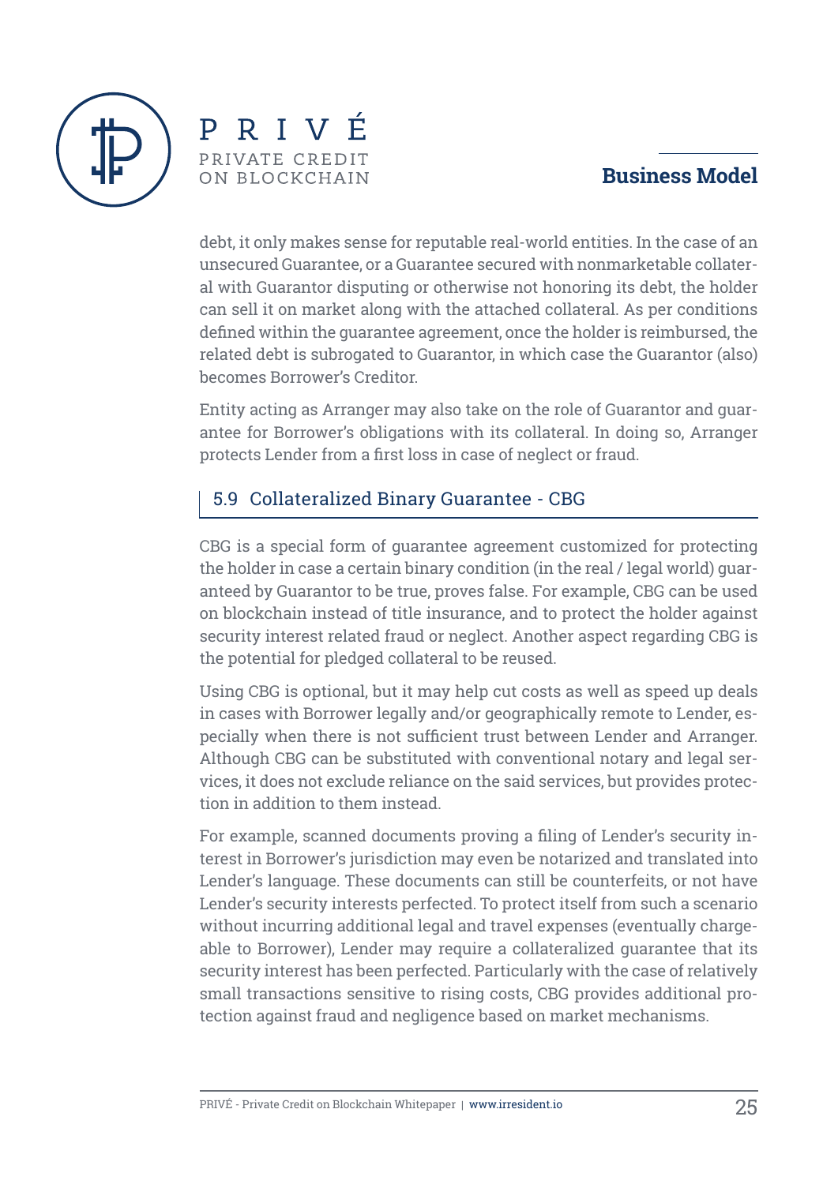debt, it only makes sense for reputable real-world entities. In the case of an unsecured Guarantee, or a Guarantee secured with nonmarketable collateral with Guarantor disputing or otherwise not honoring its debt, the holder can sell it on market along with the attached collateral. As per conditions defined within the guarantee agreement, once the holder is reimbursed, the related debt is subrogated to Guarantor, in which case the Guarantor (also) becomes Borrower's Creditor.

Entity acting as Arranger may also take on the role of Guarantor and guarantee for Borrower's obligations with its collateral. In doing so, Arranger protects Lender from a first loss in case of neglect or fraud.

## 5.9 Collateralized Binary Guarantee - CBG

CBG is a special form of guarantee agreement customized for protecting the holder in case a certain binary condition (in the real / legal world) guaranteed by Guarantor to be true, proves false. For example, CBG can be used on blockchain instead of title insurance, and to protect the holder against security interest related fraud or neglect. Another aspect regarding CBG is the potential for pledged collateral to be reused.

Using CBG is optional, but it may help cut costs as well as speed up deals in cases with Borrower legally and/or geographically remote to Lender, especially when there is not sufficient trust between Lender and Arranger. Although CBG can be substituted with conventional notary and legal services, it does not exclude reliance on the said services, but provides protection in addition to them instead.

For example, scanned documents proving a filing of Lender's security interest in Borrower's jurisdiction may even be notarized and translated into Lender's language. These documents can still be counterfeits, or not have Lender's security interests perfected. To protect itself from such a scenario without incurring additional legal and travel expenses (eventually chargeable to Borrower), Lender may require a collateralized guarantee that its security interest has been perfected. Particularly with the case of relatively small transactions sensitive to rising costs, CBG provides additional protection against fraud and negligence based on market mechanisms.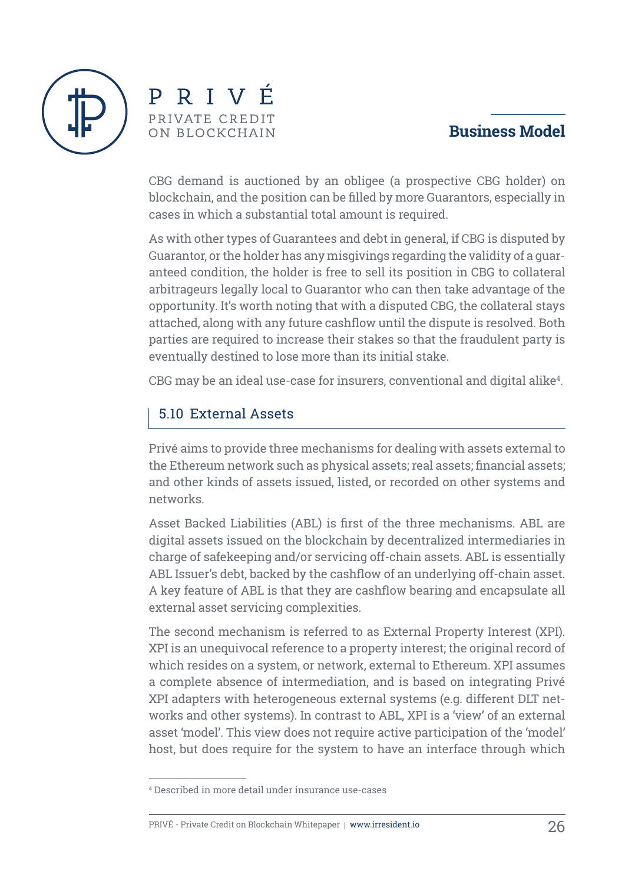CBG demand is auctioned by an obligee (a prospective CBG holder) on blockchain, and the position can be filled by more Guarantors, especially in cases in which a substantial total amount is required.

As with other types of Guarantees and debt in general, if CBG is disputed by Guarantor, or the holder has any misgivings regarding the validity of a guaranteed condition, the holder is free to sell its position in CBG to collateral arbitrageurs legally local to Guarantor who can then take advantage of the opportunity. It's worth noting that with a disputed CBG, the collateral stays attached, along with any future cashflow until the dispute is resolved. Both parties are required to increase their stakes so that the fraudulent party is eventually destined to lose more than its initial stake.

CBG may be an ideal use-case for insurers, conventional and digital alike[4].

## 5.10 External Assets

Privé aims to provide three mechanisms for dealing with assets external to the Ethereum network such as physical assets; real assets; financial assets; and other kinds of assets issued, listed, or recorded on other systems and networks.

Asset Backed Liabilities (ABL) is first of the three mechanisms. ABL are digital assets issued on the blockchain by decentralized intermediaries in charge of safekeeping and/or servicing off-chain assets. ABL is essentially ABL Issuer's debt, backed by the cashflow of an underlying off-chain asset. A key feature of ABL is that they are cashflow bearing and encapsulate all external asset servicing complexities.

The second mechanism is referred to as External Property Interest (XPI). XPI is an unequivocal reference to a property interest; the original record of which resides on a system, or network, external to Ethereum. XPI assumes a complete absence of intermediation, and is based on integrating Privé XPI adapters with heterogeneous external systems (e.g. different DLT networks and other systems). In contrast to ABL, XPI is a 'view' of an external asset 'model'. This view does not require active participation of the 'model' host, but does require for the system to have an interface through which

[4] Described in more detail under insurance use-cases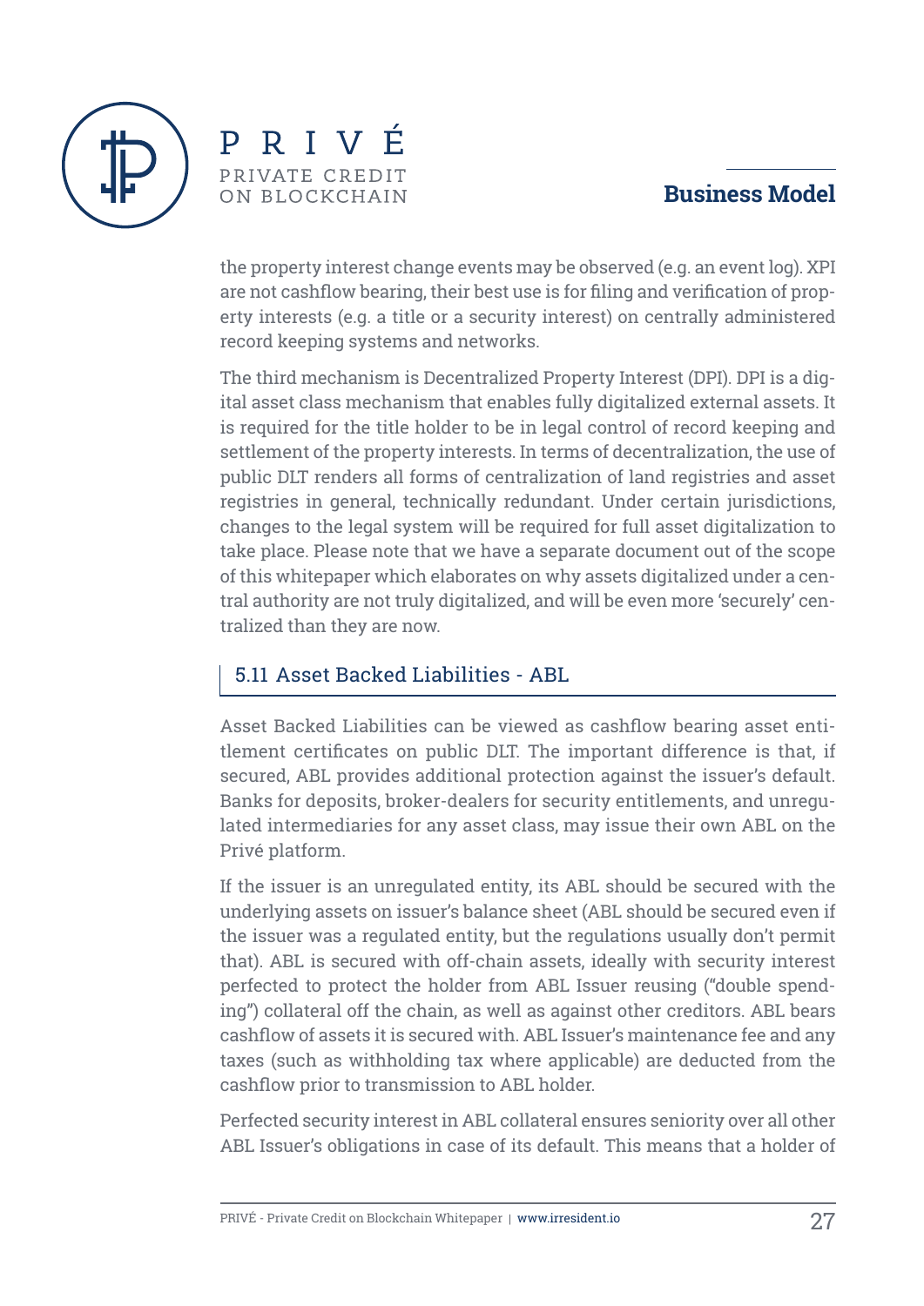the property interest change events may be observed (e.g. an event log). XPI are not cashflow bearing, their best use is for filing and verification of property interests (e.g. a title or a security interest) on centrally administered record keeping systems and networks.

The third mechanism is Decentralized Property Interest (DPI). DPI is a digital asset class mechanism that enables fully digitalized external assets. It is required for the title holder to be in legal control of record keeping and settlement of the property interests. In terms of decentralization, the use of public DLT renders all forms of centralization of land registries and asset registries in general, technically redundant. Under certain jurisdictions, changes to the legal system will be required for full asset digitalization to take place. Please note that we have a separate document out of the scope of this whitepaper which elaborates on why assets digitalized under a central authority are not truly digitalized, and will be even more 'securely' centralized than they are now.

## 5.11 Asset Backed Liabilities - ABL

Asset Backed Liabilities can be viewed as cashflow bearing asset entitlement certificates on public DLT. The important difference is that, if secured, ABL provides additional protection against the issuer's default. Banks for deposits, broker-dealers for security entitlements, and unregulated intermediaries for any asset class, may issue their own ABL on the Privé platform.

If the issuer is an unregulated entity, its ABL should be secured with the underlying assets on issuer's balance sheet (ABL should be secured even if the issuer was a regulated entity, but the regulations usually don't permit that). ABL is secured with off-chain assets, ideally with security interest perfected to protect the holder from ABL Issuer reusing ("double spending") collateral off the chain, as well as against other creditors. ABL bears cashflow of assets it is secured with. ABL Issuer's maintenance fee and any taxes (such as withholding tax where applicable) are deducted from the cashflow prior to transmission to ABL holder.

Perfected security interest in ABL collateral ensures seniority over all other ABL Issuer's obligations in case of its default. This means that a holder of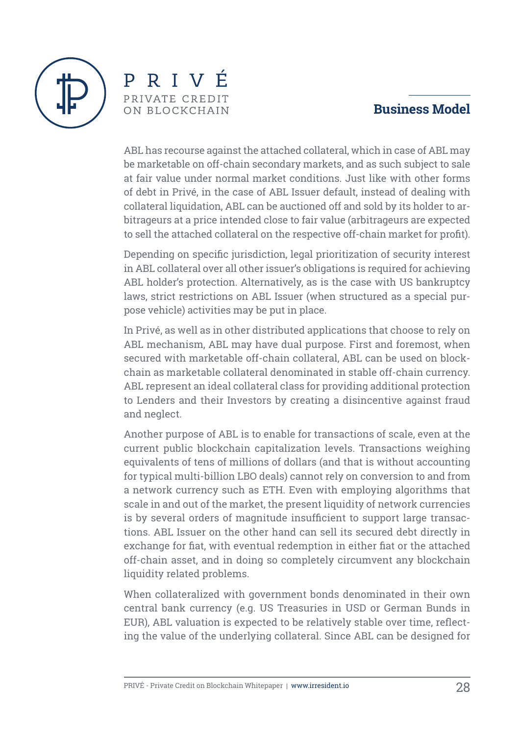ABL has recourse against the attached collateral, which in case of ABL may be marketable on off-chain secondary markets, and as such subject to sale at fair value under normal market conditions. Just like with other forms of debt in Privé, in the case of ABL Issuer default, instead of dealing with collateral liquidation, ABL can be auctioned off and sold by its holder to arbitrageurs at a price intended close to fair value (arbitrageurs are expected to sell the attached collateral on the respective off-chain market for profit).

Depending on specific jurisdiction, legal prioritization of security interest in ABL collateral over all other issuer's obligations is required for achieving ABL holder's protection. Alternatively, as is the case with US bankruptcy laws, strict restrictions on ABL Issuer (when structured as a special purpose vehicle) activities may be put in place.

In Privé, as well as in other distributed applications that choose to rely on ABL mechanism, ABL may have dual purpose. First and foremost, when secured with marketable off-chain collateral, ABL can be used on blockchain as marketable collateral denominated in stable off-chain currency. ABL represent an ideal collateral class for providing additional protection to Lenders and their Investors by creating a disincentive against fraud and neglect.

Another purpose of ABL is to enable for transactions of scale, even at the current public blockchain capitalization levels. Transactions weighing equivalents of tens of millions of dollars (and that is without accounting for typical multi-billion LBO deals) cannot rely on conversion to and from a network currency such as ETH. Even with employing algorithms that scale in and out of the market, the present liquidity of network currencies is by several orders of magnitude insufficient to support large transactions. ABL Issuer on the other hand can sell its secured debt directly in exchange for fiat, with eventual redemption in either fiat or the attached off-chain asset, and in doing so completely circumvent any blockchain liquidity related problems.

When collateralized with government bonds denominated in their own central bank currency (e.g. US Treasuries in USD or German Bunds in EUR), ABL valuation is expected to be relatively stable over time, reflecting the value of the underlying collateral. Since ABL can be designed for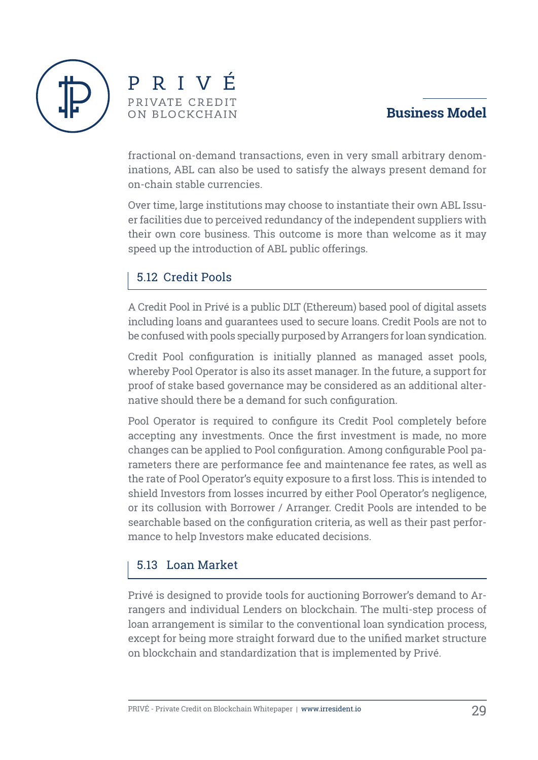fractional on-demand transactions, even in very small arbitrary denominations, ABL can also be used to satisfy the always present demand for on-chain stable currencies.

Over time, large institutions may choose to instantiate their own ABL Issuer facilities due to perceived redundancy of the independent suppliers with their own core business. This outcome is more than welcome as it may speed up the introduction of ABL public offerings.

### 5.12 Credit Pools

A Credit Pool in Privé is a public DLT (Ethereum) based pool of digital assets including loans and guarantees used to secure loans. Credit Pools are not to be confused with pools specially purposed by Arrangers for loan syndication.

Credit Pool configuration is initially planned as managed asset pools, whereby Pool Operator is also its asset manager. In the future, a support for proof of stake based governance may be considered as an additional alternative should there be a demand for such configuration.

Pool Operator is required to configure its Credit Pool completely before accepting any investments. Once the first investment is made, no more changes can be applied to Pool configuration. Among configurable Pool parameters there are performance fee and maintenance fee rates, as well as the rate of Pool Operator's equity exposure to a first loss. This is intended to shield Investors from losses incurred by either Pool Operator's negligence, or its collusion with Borrower / Arranger. Credit Pools are intended to be searchable based on the configuration criteria, as well as their past performance to help Investors make educated decisions.

### 5.13 Loan Market

Privé is designed to provide tools for auctioning Borrower's demand to Arrangers and individual Lenders on blockchain. The multi-step process of loan arrangement is similar to the conventional loan syndication process, except for being more straight forward due to the unified market structure on blockchain and standardization that is implemented by Privé.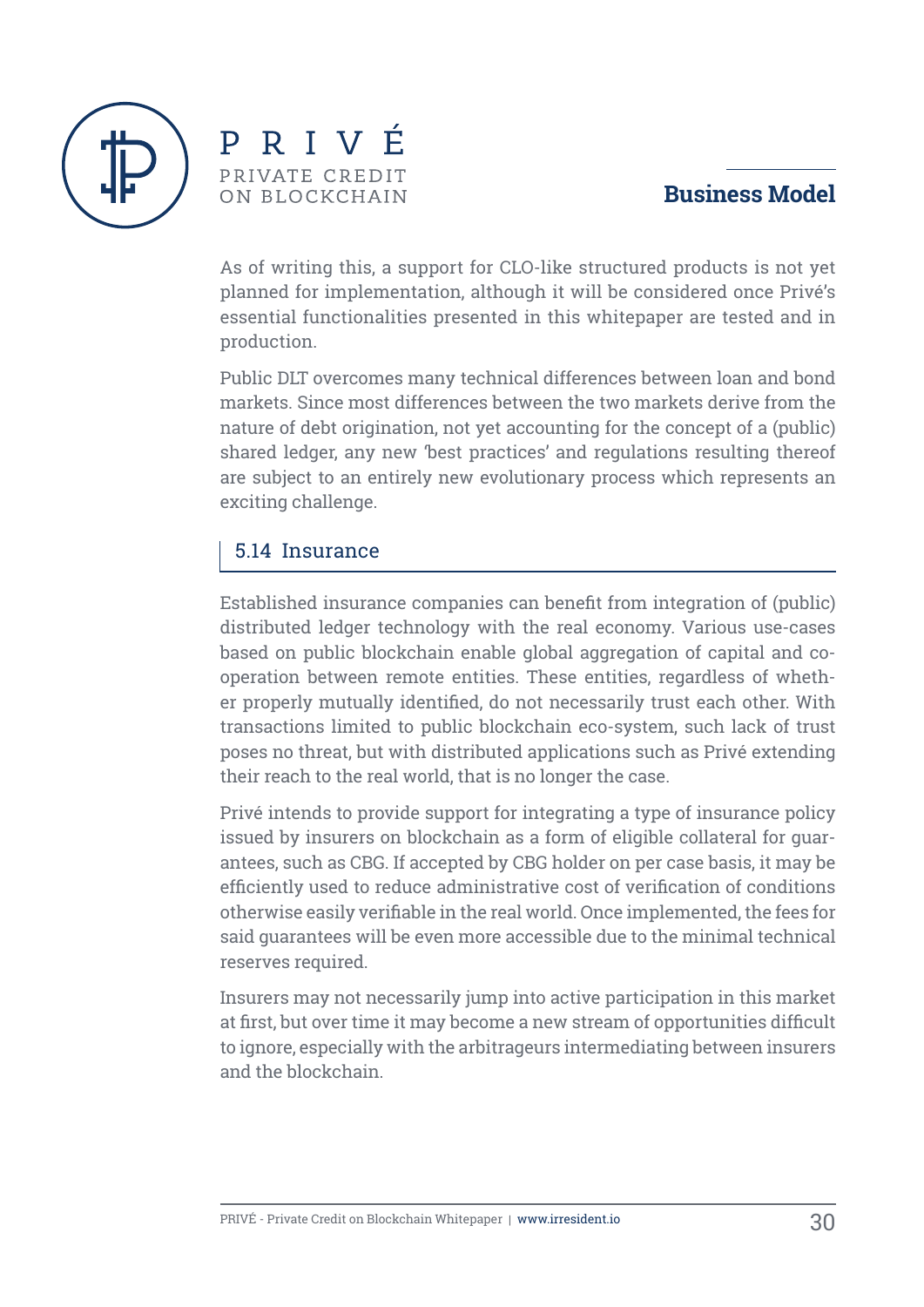As of writing this, a support for CLO-like structured products is not yet planned for implementation, although it will be considered once Privé's essential functionalities presented in this whitepaper are tested and in production.

Public DLT overcomes many technical differences between loan and bond markets. Since most differences between the two markets derive from the nature of debt origination, not yet accounting for the concept of a (public) shared ledger, any new 'best practices' and regulations resulting thereof are subject to an entirely new evolutionary process which represents an exciting challenge.

## 5.14 Insurance

Established insurance companies can benefit from integration of (public) distributed ledger technology with the real economy. Various use-cases based on public blockchain enable global aggregation of capital and co-operation between remote entities. These entities, regardless of whether properly mutually identified, do not necessarily trust each other. With transactions limited to public blockchain eco-system, such lack of trust poses no threat, but with distributed applications such as Privé extending their reach to the real world, that is no longer the case.

Privé intends to provide support for integrating a type of insurance policy issued by insurers on blockchain as a form of eligible collateral for guarantees, such as CBG. If accepted by CBG holder on per case basis, it may be efficiently used to reduce administrative cost of verification of conditions otherwise easily verifiable in the real world. Once implemented, the fees for said guarantees will be even more accessible due to the minimal technical reserves required.

Insurers may not necessarily jump into active participation in this market at first, but over time it may become a new stream of opportunities difficult to ignore, especially with the arbitrageurs intermediating between insurers and the blockchain.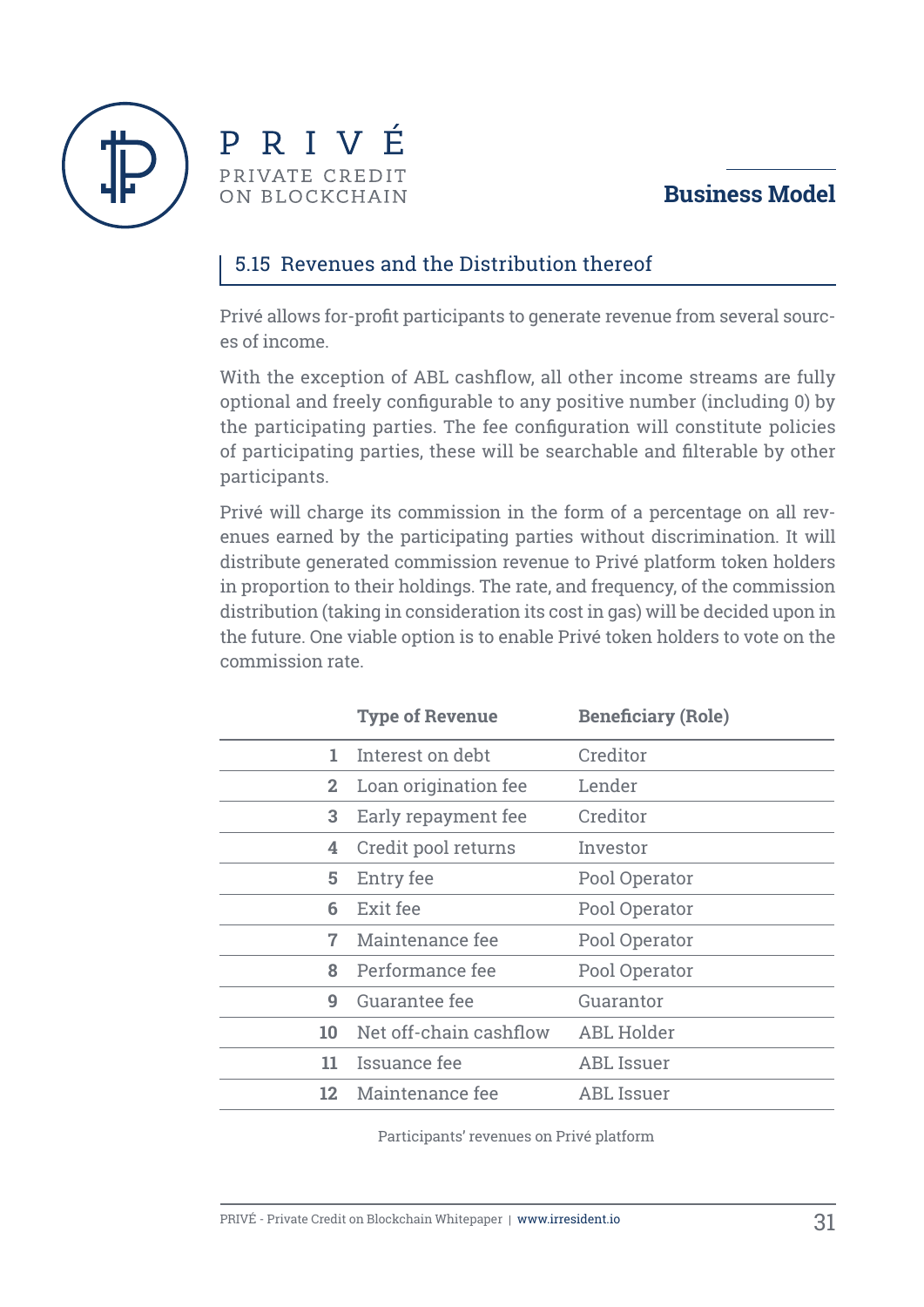## 5.15 Revenues and the Distribution thereof

Privé allows for-profit participants to generate revenue from several sources of income.

With the exception of ABL cashflow, all other income streams are fully optional and freely configurable to any positive number (including 0) by the participating parties. The fee configuration will constitute policies of participating parties, these will be searchable and filterable by other participants.

Privé will charge its commission in the form of a percentage on all revenues earned by the participating parties without discrimination. It will distribute generated commission revenue to Privé platform token holders in proportion to their holdings. The rate, and frequency, of the commission distribution (taking in consideration its cost in gas) will be decided upon in the future. One viable option is to enable Privé token holders to vote on the commission rate.

| | Type of Revenue | Beneficiary (Role) |
|---|---|---|
| 1 | Interest on debt | Creditor |
| 2 | Loan origination fee | Lender |
| 3 | Early repayment fee | Creditor |
| 4 | Credit pool returns | Investor |
| 5 | Entry fee | Pool Operator |
| 6 | Exit fee | Pool Operator |
| 7 | Maintenance fee | Pool Operator |
| 8 | Performance fee | Pool Operator |
| 9 | Guarantee fee | Guarantor |
| 10 | Net off-chain cashflow | ABL Holder |
| 11 | Issuance fee | ABL Issuer |
| 12 | Maintenance fee | ABL Issuer |

Participants' revenues on Privé platform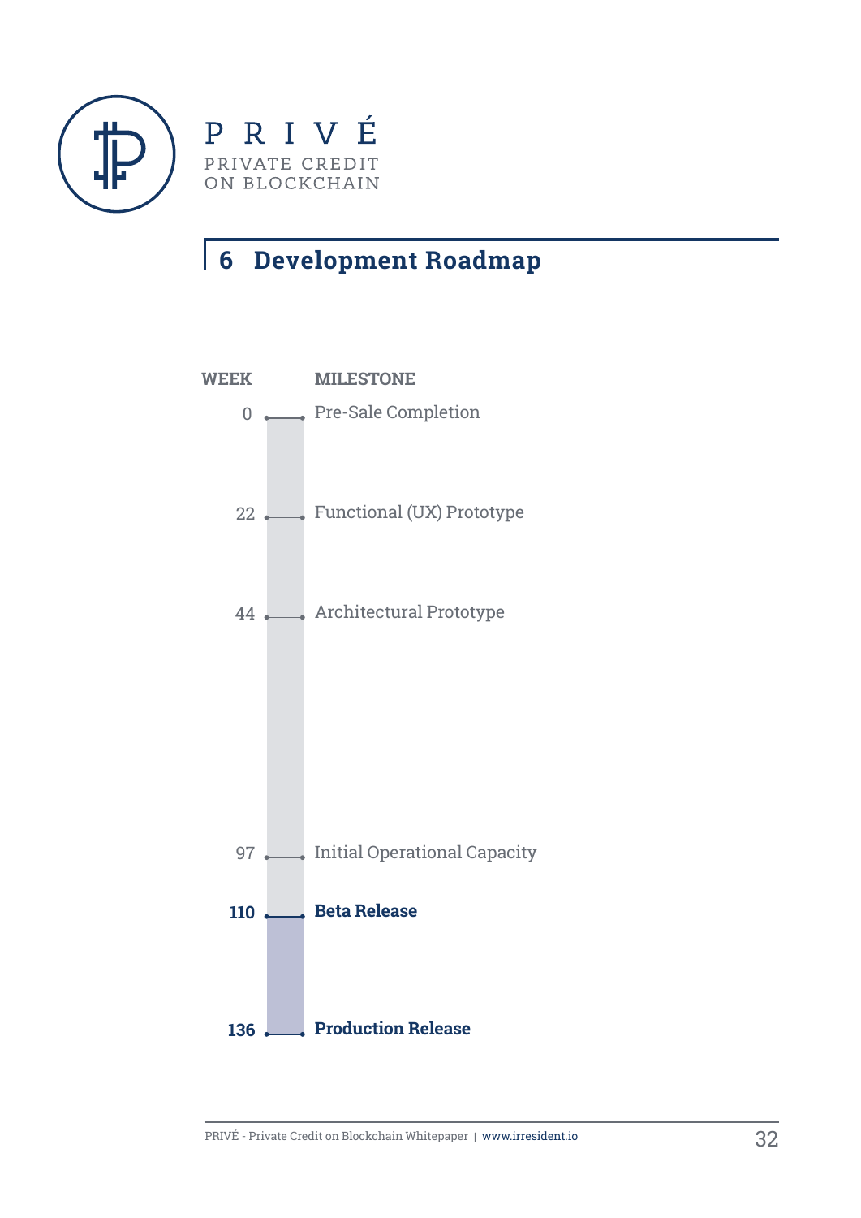# 6 Development Roadmap

| WEEK | MILESTONE |
| --- | --- |
| 0 | Pre-Sale Completion |
| 22 | Functional (UX) Prototype |
| 44 | Architectural Prototype |
| 97 | Initial Operational Capacity |
| **110** | **Beta Release** |
| **136** | **Production Release** |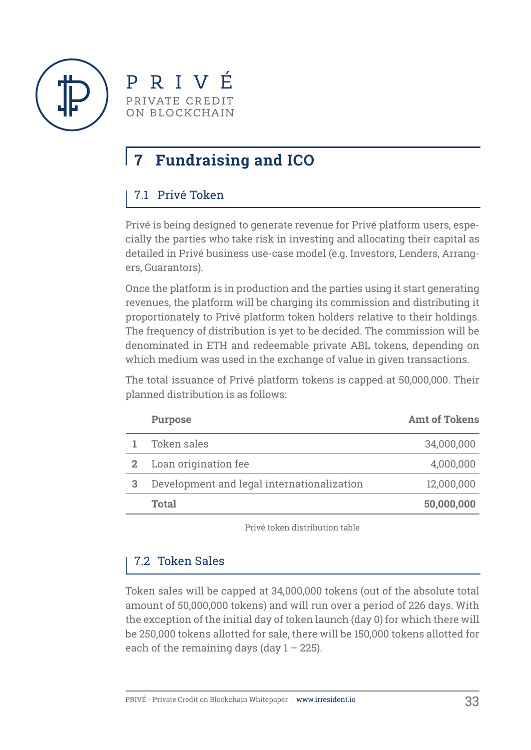# 7 Fundraising and ICO

## 7.1 Privé Token

Privé is being designed to generate revenue for Privé platform users, especially the parties who take risk in investing and allocating their capital as detailed in Privé business use-case model (e.g. Investors, Lenders, Arrangers, Guarantors).

Once the platform is in production and the parties using it start generating revenues, the platform will be charging its commission and distributing it proportionately to Privé platform token holders relative to their holdings. The frequency of distribution is yet to be decided. The commission will be denominated in ETH and redeemable private ABL tokens, depending on which medium was used in the exchange of value in given transactions.

The total issuance of Privé platform tokens is capped at 50,000,000. Their planned distribution is as follows:

| | Purpose | Amt of Tokens |
|---|---|---|
| **1** | Token sales | 34,000,000 |
| **2** | Loan origination fee | 4,000,000 |
| **3** | Development and legal internationalization | 12,000,000 |
| | **Total** | **50,000,000** |

Privé token distribution table

## 7.2 Token Sales

Token sales will be capped at 34,000,000 tokens (out of the absolute total amount of 50,000,000 tokens) and will run over a period of 226 days. With the exception of the initial day of token launch (day 0) for which there will be 250,000 tokens allotted for sale, there will be 150,000 tokens allotted for each of the remaining days (day 1 – 225).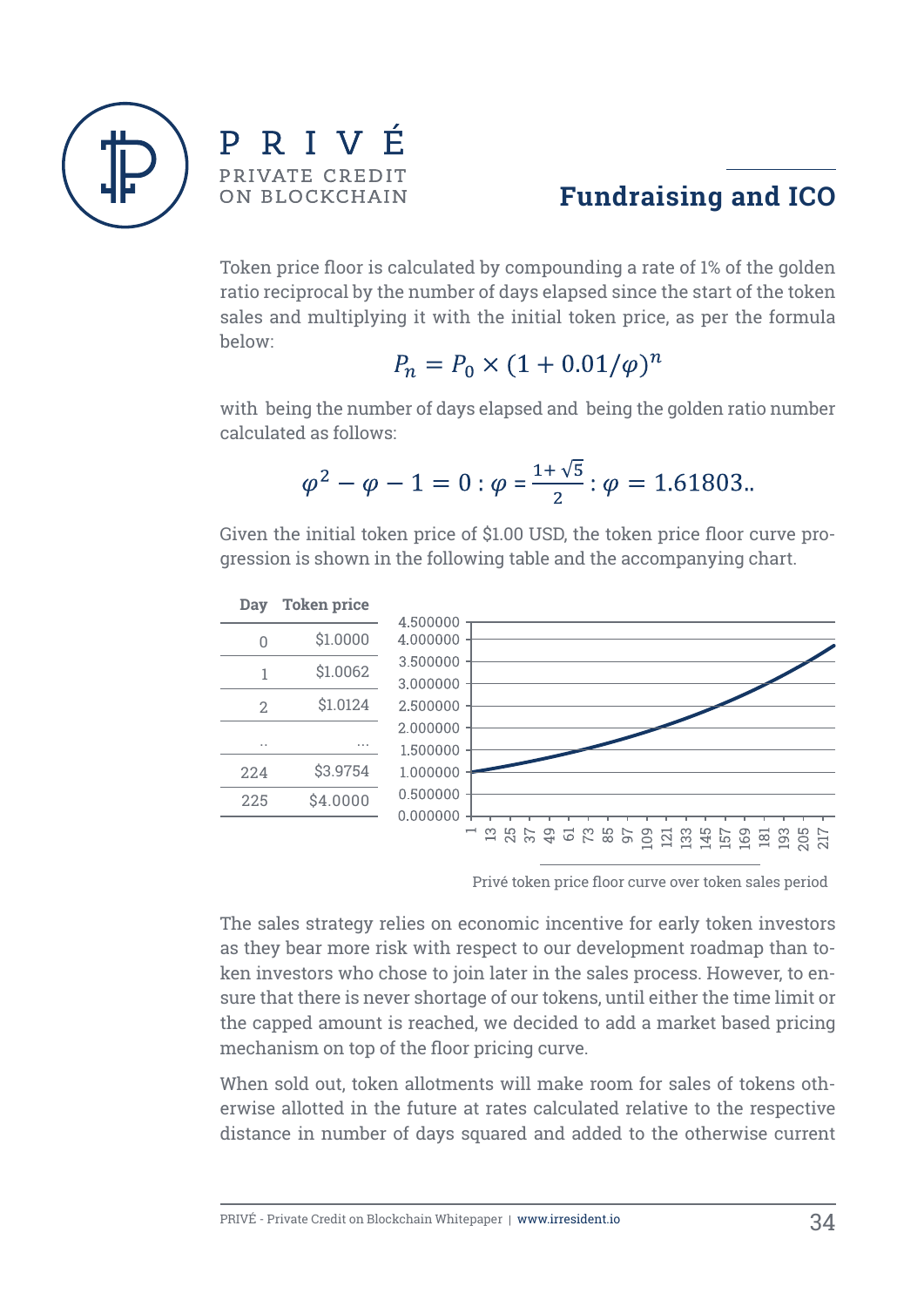## Fundraising and ICO

Token price floor is calculated by compounding a rate of 1% of the golden ratio reciprocal by the number of days elapsed since the start of the token sales and multiplying it with the initial token price, as per the formula below:

$$P_n = P_0 \times (1 + 0.01/\varphi)^n$$

with being the number of days elapsed and being the golden ratio number calculated as follows:

$$\varphi^2 - \varphi - 1 = 0 : \varphi = \frac{1+\sqrt{5}}{2} : \varphi = 1.61803..$$

Given the initial token price of $1.00 USD, the token price floor curve progression is shown in the following table and the accompanying chart.

| Day | Token price |
|---|---|
| 0 | $1.0000 |
| 1 | $1.0062 |
| 2 | $1.0124 |
| .. | ... |
| 224 | $3.9754 |
| 225 | $4.0000 |

Privé token price floor curve over token sales period

The sales strategy relies on economic incentive for early token investors as they bear more risk with respect to our development roadmap than token investors who chose to join later in the sales process. However, to ensure that there is never shortage of our tokens, until either the time limit or the capped amount is reached, we decided to add a market based pricing mechanism on top of the floor pricing curve.

When sold out, token allotments will make room for sales of tokens otherwise allotted in the future at rates calculated relative to the respective distance in number of days squared and added to the otherwise current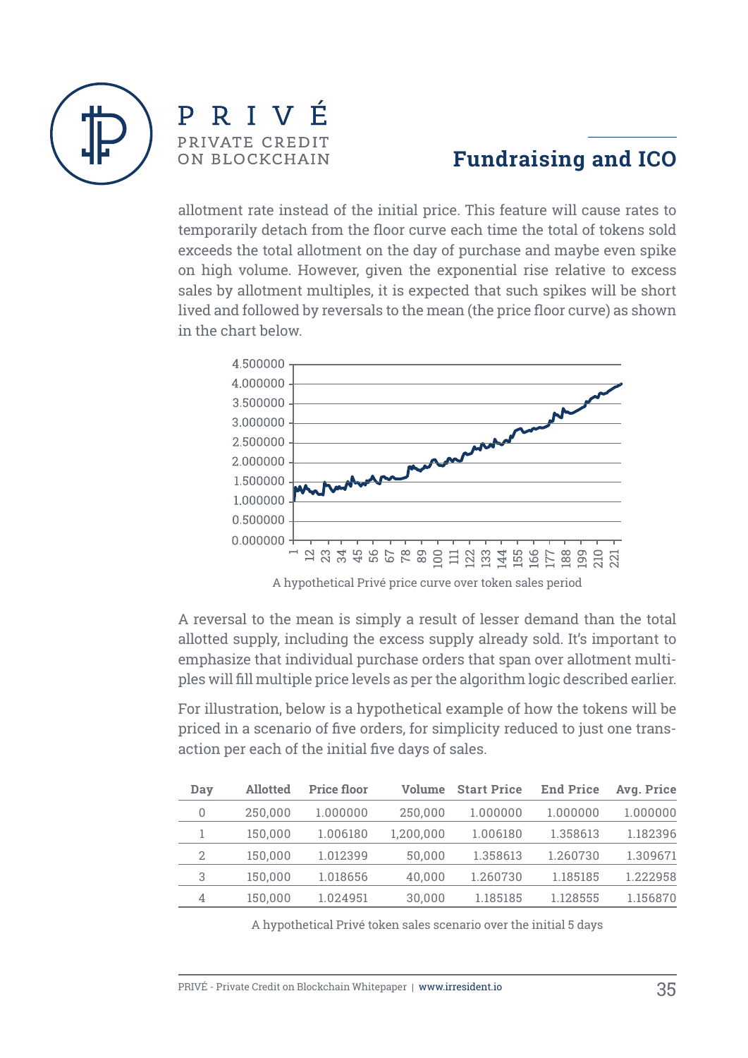## Fundraising and ICO

allotment rate instead of the initial price. This feature will cause rates to temporarily detach from the floor curve each time the total of tokens sold exceeds the total allotment on the day of purchase and maybe even spike on high volume. However, given the exponential rise relative to excess sales by allotment multiples, it is expected that such spikes will be short lived and followed by reversals to the mean (the price floor curve) as shown in the chart below.

A hypothetical Privé price curve over token sales period

A reversal to the mean is simply a result of lesser demand than the total allotted supply, including the excess supply already sold. It's important to emphasize that individual purchase orders that span over allotment multiples will fill multiple price levels as per the algorithm logic described earlier.

For illustration, below is a hypothetical example of how the tokens will be priced in a scenario of five orders, for simplicity reduced to just one transaction per each of the initial five days of sales.

| Day | Allotted | Price floor | Volume | Start Price | End Price | Avg. Price |
|---|---|---|---|---|---|---|
| 0 | 250,000 | 1.000000 | 250,000 | 1.000000 | 1.000000 | 1.000000 |
| 1 | 150,000 | 1.006180 | 1,200,000 | 1.006180 | 1.358613 | 1.182396 |
| 2 | 150,000 | 1.012399 | 50,000 | 1.358613 | 1.260730 | 1.309671 |
| 3 | 150,000 | 1.018656 | 40,000 | 1.260730 | 1.185185 | 1.222958 |
| 4 | 150,000 | 1.024951 | 30,000 | 1.185185 | 1.128555 | 1.156870 |

A hypothetical Privé token sales scenario over the initial 5 days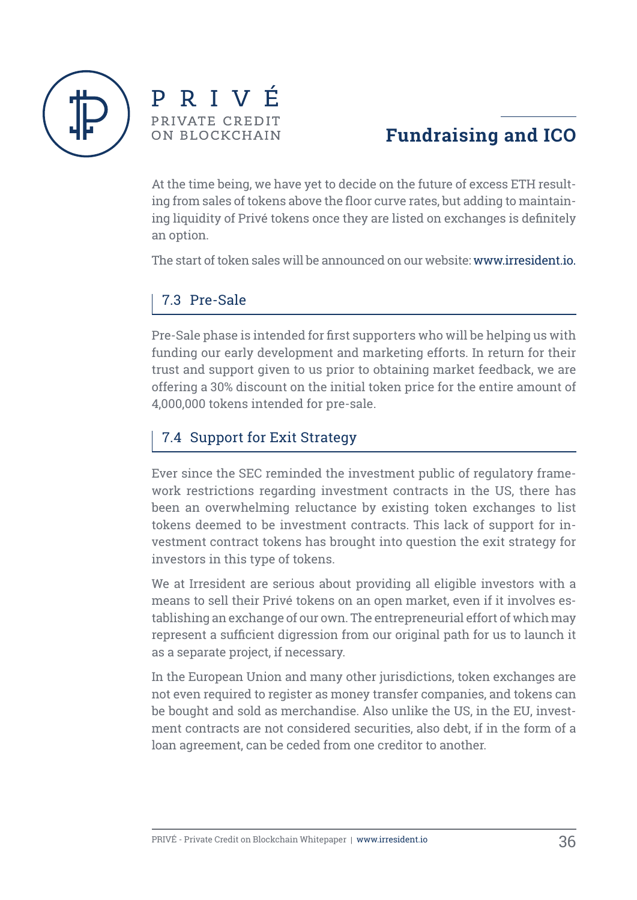At the time being, we have yet to decide on the future of excess ETH resulting from sales of tokens above the floor curve rates, but adding to maintaining liquidity of Privé tokens once they are listed on exchanges is definitely an option.

The start of token sales will be announced on our website: www.irresident.io.

## 7.3 Pre-Sale

Pre-Sale phase is intended for first supporters who will be helping us with funding our early development and marketing efforts. In return for their trust and support given to us prior to obtaining market feedback, we are offering a 30% discount on the initial token price for the entire amount of 4,000,000 tokens intended for pre-sale.

## 7.4 Support for Exit Strategy

Ever since the SEC reminded the investment public of regulatory framework restrictions regarding investment contracts in the US, there has been an overwhelming reluctance by existing token exchanges to list tokens deemed to be investment contracts. This lack of support for investment contract tokens has brought into question the exit strategy for investors in this type of tokens.

We at Irresident are serious about providing all eligible investors with a means to sell their Privé tokens on an open market, even if it involves establishing an exchange of our own. The entrepreneurial effort of which may represent a sufficient digression from our original path for us to launch it as a separate project, if necessary.

In the European Union and many other jurisdictions, token exchanges are not even required to register as money transfer companies, and tokens can be bought and sold as merchandise. Also unlike the US, in the EU, investment contracts are not considered securities, also debt, if in the form of a loan agreement, can be ceded from one creditor to another.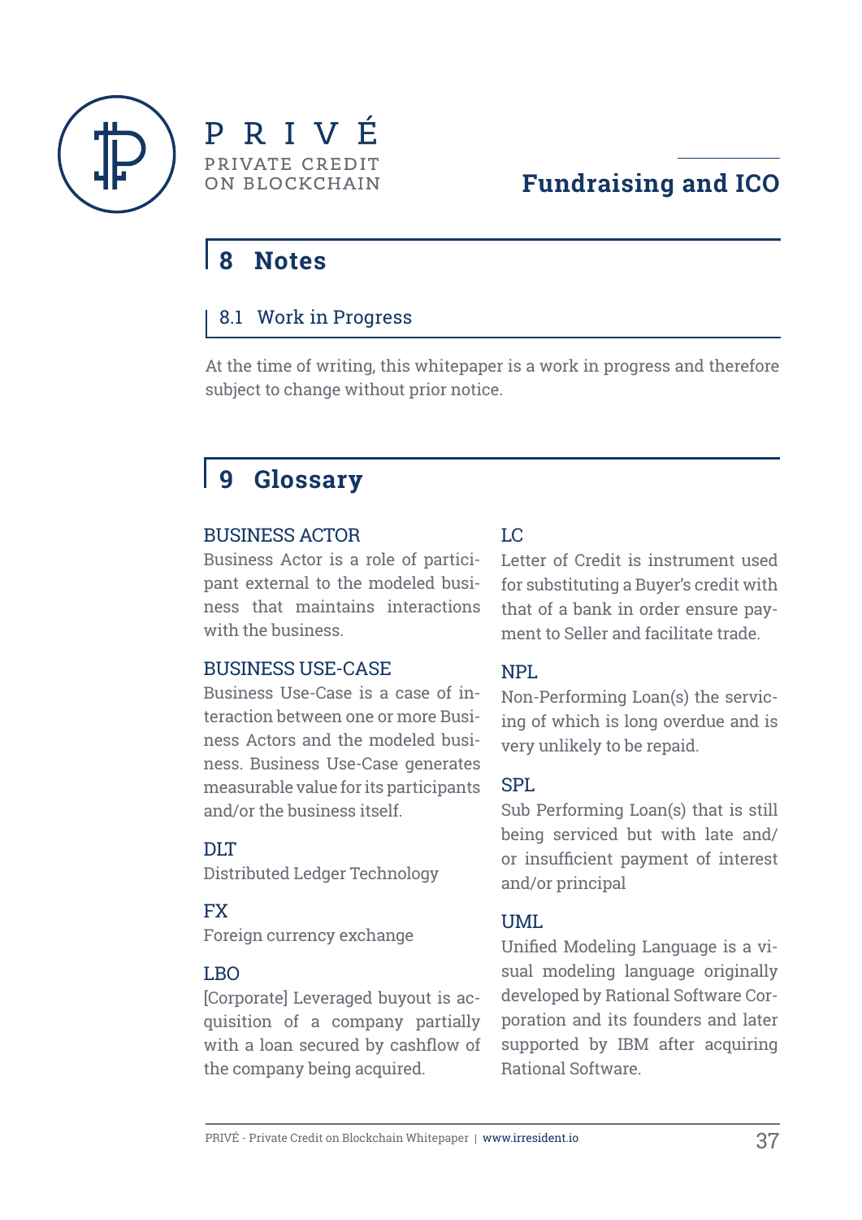# 8 Notes

## 8.1 Work in Progress

At the time of writing, this whitepaper is a work in progress and therefore subject to change without prior notice.

# 9 Glossary

**BUSINESS ACTOR**
Business Actor is a role of participant external to the modeled business that maintains interactions with the business.

**BUSINESS USE-CASE**
Business Use-Case is a case of interaction between one or more Business Actors and the modeled business. Business Use-Case generates measurable value for its participants and/or the business itself.

**DLT**
Distributed Ledger Technology

**FX**
Foreign currency exchange

**LBO**
[Corporate] Leveraged buyout is acquisition of a company partially with a loan secured by cashflow of the company being acquired.

**LC**
Letter of Credit is instrument used for substituting a Buyer's credit with that of a bank in order ensure payment to Seller and facilitate trade.

**NPL**
Non-Performing Loan(s) the servicing of which is long overdue and is very unlikely to be repaid.

**SPL**
Sub Performing Loan(s) that is still being serviced but with late and/or insufficient payment of interest and/or principal

**UML**
Unified Modeling Language is a visual modeling language originally developed by Rational Software Corporation and its founders and later supported by IBM after acquiring Rational Software.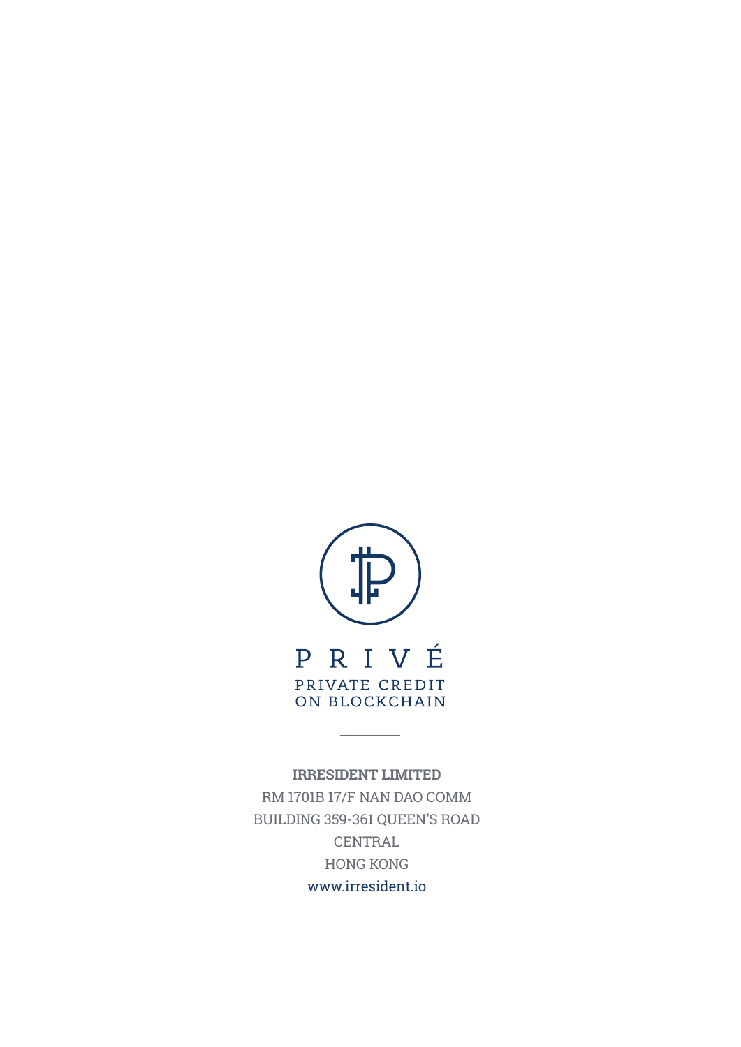P R I V É

PRIVATE CREDIT
ON BLOCKCHAIN

**IRRESIDENT LIMITED**

RM 1701B 17/F NAN DAO COMM
BUILDING 359-361 QUEEN'S ROAD
CENTRAL
HONG KONG
www.irresident.io